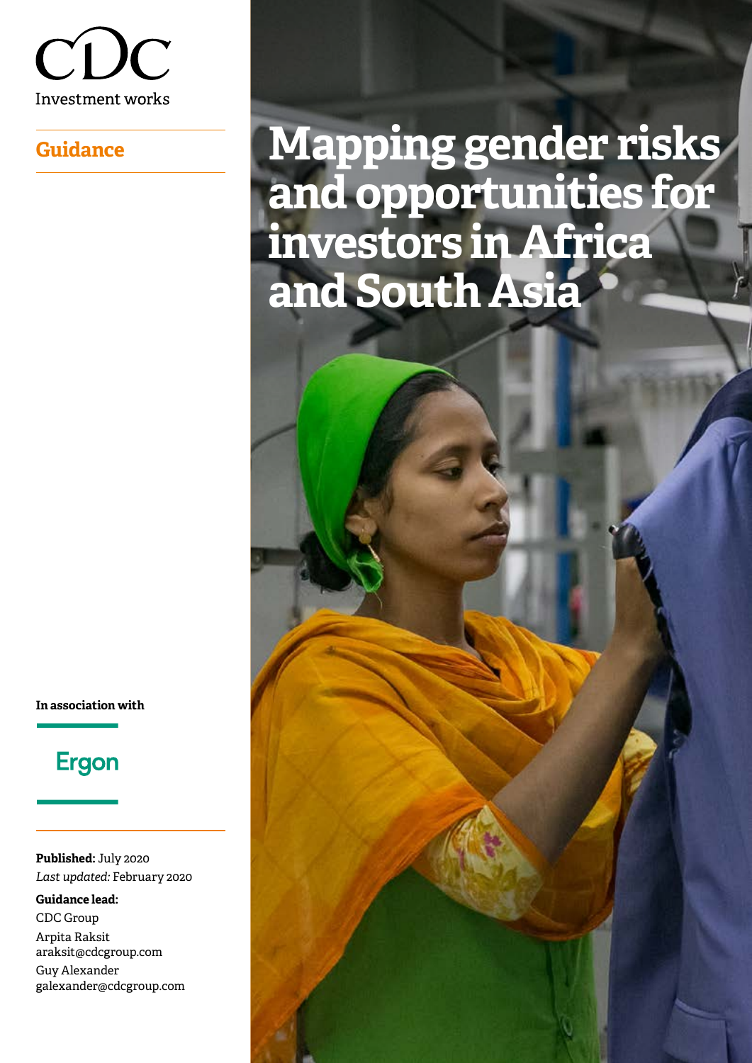CDC

Investment works

**Guidance**

# Mapping gender risks and opportunities for investors in Africa and South Asia

**In association with**

Ergon

**Published:** July 2020
*Last updated:* February 2020

**Guidance lead:**
CDC Group
Arpita Raksit
araksit@cdcgroup.com
Guy Alexander
galexander@cdcgroup.com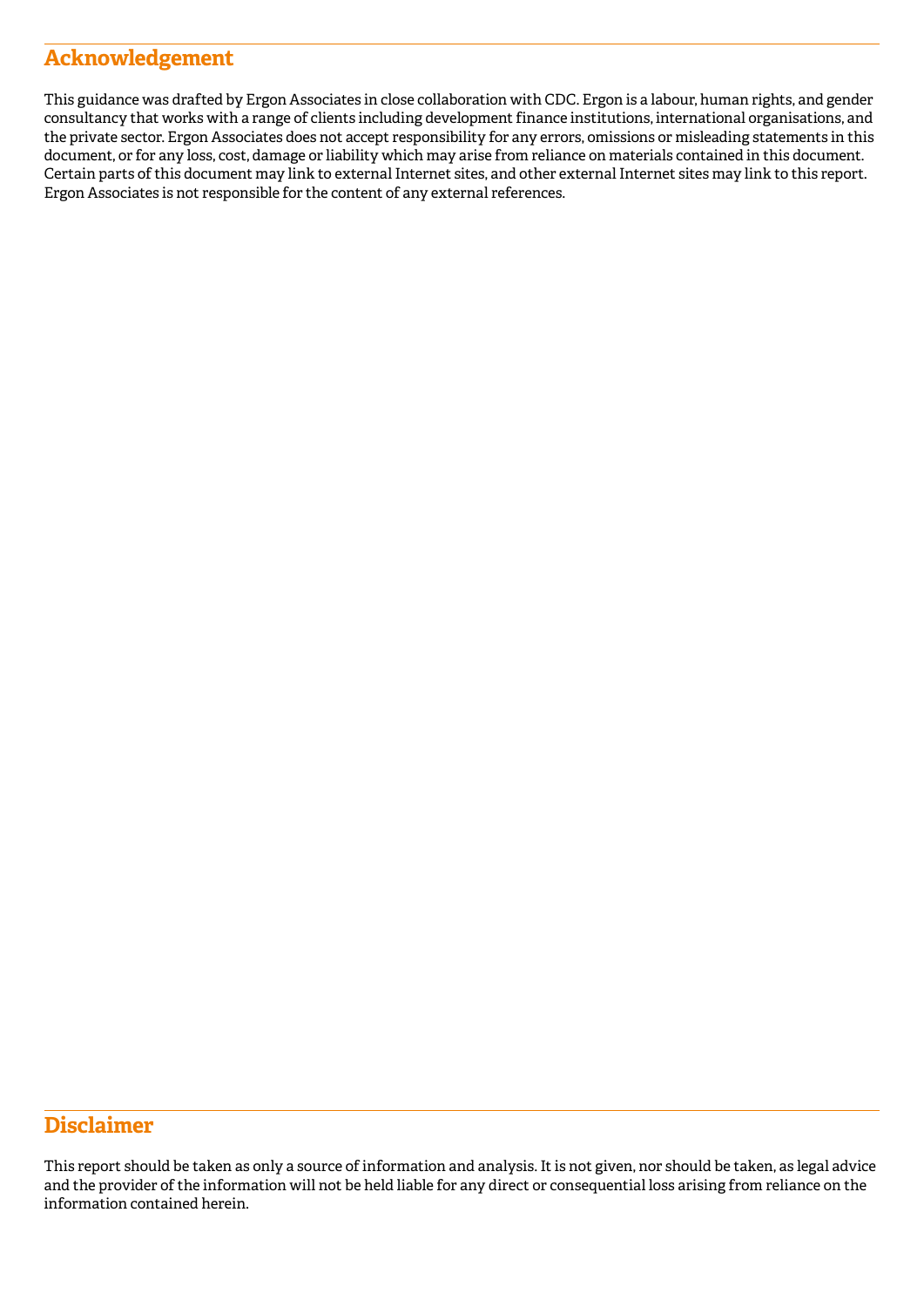## Acknowledgement

This guidance was drafted by Ergon Associates in close collaboration with CDC. Ergon is a labour, human rights, and gender consultancy that works with a range of clients including development finance institutions, international organisations, and the private sector. Ergon Associates does not accept responsibility for any errors, omissions or misleading statements in this document, or for any loss, cost, damage or liability which may arise from reliance on materials contained in this document. Certain parts of this document may link to external Internet sites, and other external Internet sites may link to this report. Ergon Associates is not responsible for the content of any external references.

## Disclaimer

This report should be taken as only a source of information and analysis. It is not given, nor should be taken, as legal advice and the provider of the information will not be held liable for any direct or consequential loss arising from reliance on the information contained herein.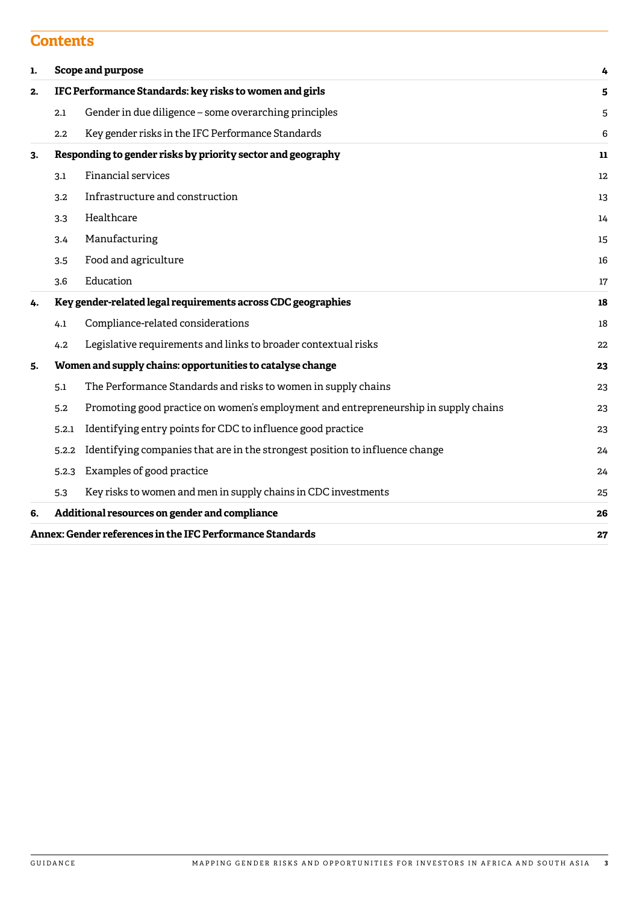# Contents

| | | | |
|---|---|---|---|
| **1.** | **Scope and purpose** | | **4** |
| **2.** | **IFC Performance Standards: key risks to women and girls** | | **5** |
| | 2.1 | Gender in due diligence – some overarching principles | 5 |
| | 2.2 | Key gender risks in the IFC Performance Standards | 6 |
| **3.** | **Responding to gender risks by priority sector and geography** | | **11** |
| | 3.1 | Financial services | 12 |
| | 3.2 | Infrastructure and construction | 13 |
| | 3.3 | Healthcare | 14 |
| | 3.4 | Manufacturing | 15 |
| | 3.5 | Food and agriculture | 16 |
| | 3.6 | Education | 17 |
| **4.** | **Key gender-related legal requirements across CDC geographies** | | **18** |
| | 4.1 | Compliance-related considerations | 18 |
| | 4.2 | Legislative requirements and links to broader contextual risks | 22 |
| **5.** | **Women and supply chains: opportunities to catalyse change** | | **23** |
| | 5.1 | The Performance Standards and risks to women in supply chains | 23 |
| | 5.2 | Promoting good practice on women's employment and entrepreneurship in supply chains | 23 |
| | 5.2.1 | Identifying entry points for CDC to influence good practice | 23 |
| | 5.2.2 | Identifying companies that are in the strongest position to influence change | 24 |
| | 5.2.3 | Examples of good practice | 24 |
| | 5.3 | Key risks to women and men in supply chains in CDC investments | 25 |
| **6.** | **Additional resources on gender and compliance** | | **26** |
| **Annex: Gender references in the IFC Performance Standards** | | | **27** |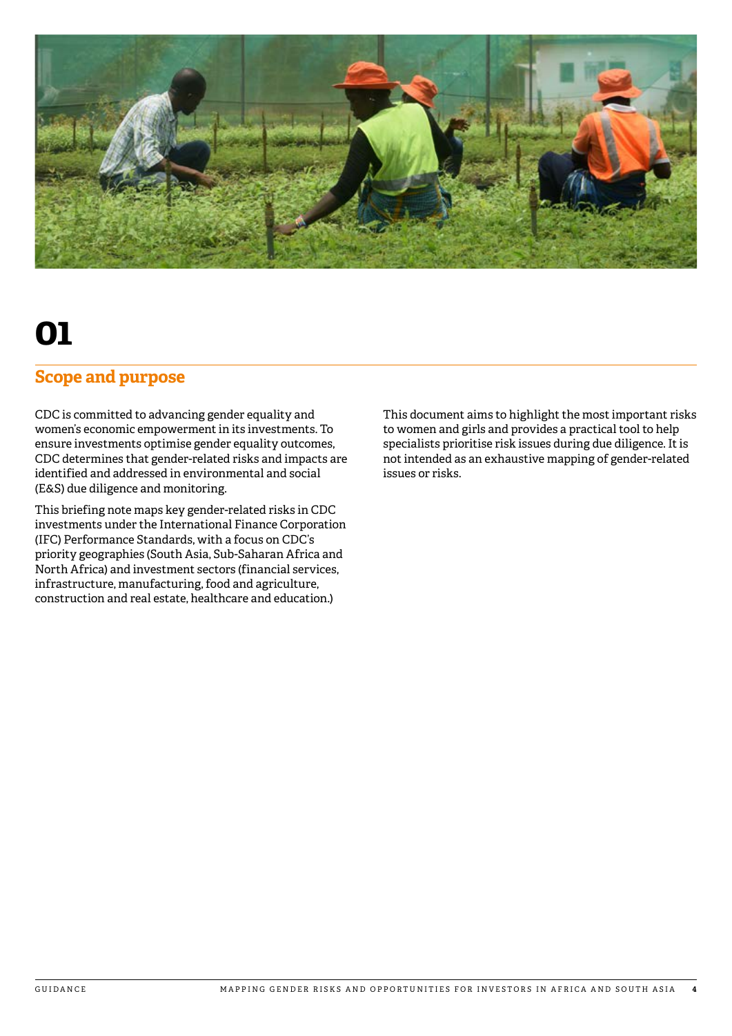# 01

## Scope and purpose

CDC is committed to advancing gender equality and women's economic empowerment in its investments. To ensure investments optimise gender equality outcomes, CDC determines that gender-related risks and impacts are identified and addressed in environmental and social (E&S) due diligence and monitoring.

This briefing note maps key gender-related risks in CDC investments under the International Finance Corporation (IFC) Performance Standards, with a focus on CDC's priority geographies (South Asia, Sub-Saharan Africa and North Africa) and investment sectors (financial services, infrastructure, manufacturing, food and agriculture, construction and real estate, healthcare and education.)

This document aims to highlight the most important risks to women and girls and provides a practical tool to help specialists prioritise risk issues during due diligence. It is not intended as an exhaustive mapping of gender-related issues or risks.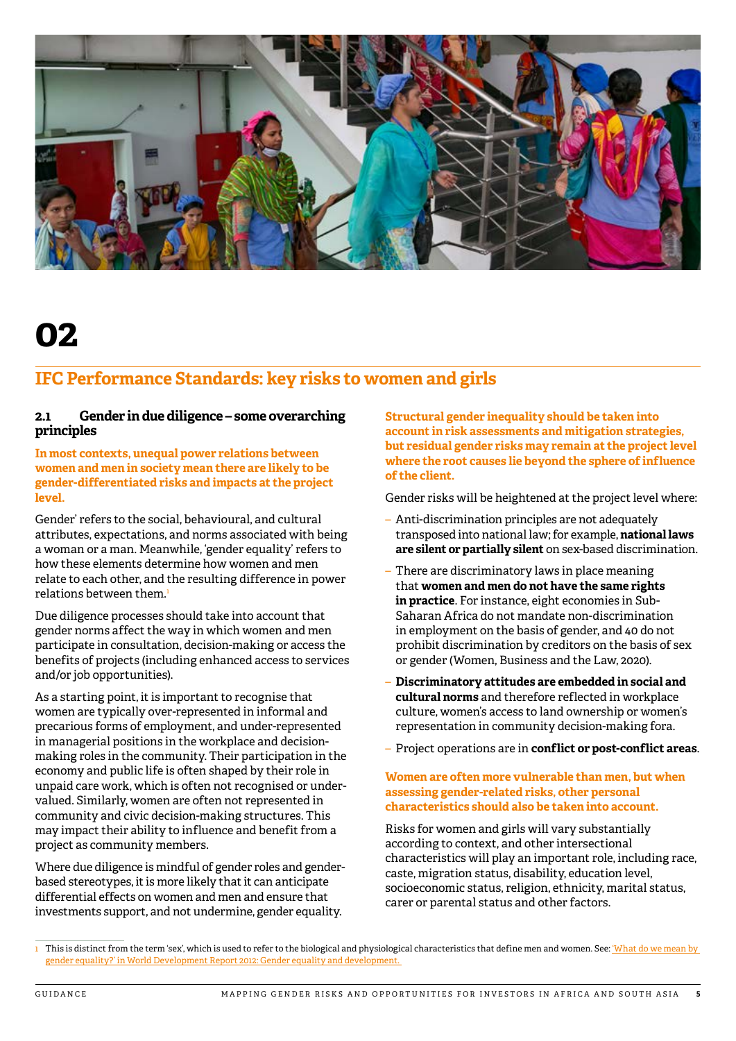# 02

## IFC Performance Standards: key risks to women and girls

### 2.1 Gender in due diligence – some overarching principles

**In most contexts, unequal power relations between women and men in society mean there are likely to be gender-differentiated risks and impacts at the project level.**

Gender' refers to the social, behavioural, and cultural attributes, expectations, and norms associated with being a woman or a man. Meanwhile, 'gender equality' refers to how these elements determine how women and men relate to each other, and the resulting difference in power relations between them.[1]

Due diligence processes should take into account that gender norms affect the way in which women and men participate in consultation, decision-making or access the benefits of projects (including enhanced access to services and/or job opportunities).

As a starting point, it is important to recognise that women are typically over-represented in informal and precarious forms of employment, and under-represented in managerial positions in the workplace and decision-making roles in the community. Their participation in the economy and public life is often shaped by their role in unpaid care work, which is often not recognised or under-valued. Similarly, women are often not represented in community and civic decision-making structures. This may impact their ability to influence and benefit from a project as community members.

Where due diligence is mindful of gender roles and gender-based stereotypes, it is more likely that it can anticipate differential effects on women and men and ensure that investments support, and not undermine, gender equality.

**Structural gender inequality should be taken into account in risk assessments and mitigation strategies, but residual gender risks may remain at the project level where the root causes lie beyond the sphere of influence of the client.**

Gender risks will be heightened at the project level where:

- Anti-discrimination principles are not adequately transposed into national law; for example, **national laws are silent or partially silent** on sex-based discrimination.
- There are discriminatory laws in place meaning that **women and men do not have the same rights in practice**. For instance, eight economies in Sub-Saharan Africa do not mandate non-discrimination in employment on the basis of gender, and 40 do not prohibit discrimination by creditors on the basis of sex or gender (Women, Business and the Law, 2020).
- **Discriminatory attitudes are embedded in social and cultural norms** and therefore reflected in workplace culture, women's access to land ownership or women's representation in community decision-making fora.
- Project operations are in **conflict or post-conflict areas**.

**Women are often more vulnerable than men, but when assessing gender-related risks, other personal characteristics should also be taken into account.**

Risks for women and girls will vary substantially according to context, and other intersectional characteristics will play an important role, including race, caste, migration status, disability, education level, socioeconomic status, religion, ethnicity, marital status, carer or parental status and other factors.

---

[1] This is distinct from the term 'sex', which is used to refer to the biological and physiological characteristics that define men and women. See: 'What do we mean by gender equality?' in World Development Report 2012: Gender equality and development.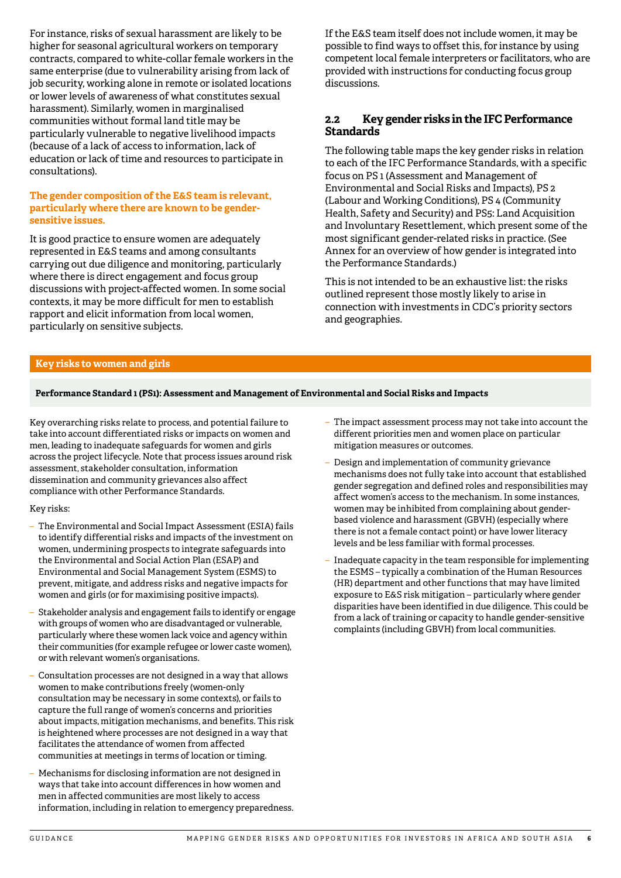For instance, risks of sexual harassment are likely to be higher for seasonal agricultural workers on temporary contracts, compared to white-collar female workers in the same enterprise (due to vulnerability arising from lack of job security, working alone in remote or isolated locations or lower levels of awareness of what constitutes sexual harassment). Similarly, women in marginalised communities without formal land title may be particularly vulnerable to negative livelihood impacts (because of a lack of access to information, lack of education or lack of time and resources to participate in consultations).

**The gender composition of the E&S team is relevant, particularly where there are known to be gender-sensitive issues.**

It is good practice to ensure women are adequately represented in E&S teams and among consultants carrying out due diligence and monitoring, particularly where there is direct engagement and focus group discussions with project-affected women. In some social contexts, it may be more difficult for men to establish rapport and elicit information from local women, particularly on sensitive subjects.

If the E&S team itself does not include women, it may be possible to find ways to offset this, for instance by using competent local female interpreters or facilitators, who are provided with instructions for conducting focus group discussions.

## 2.2 Key gender risks in the IFC Performance Standards

The following table maps the key gender risks in relation to each of the IFC Performance Standards, with a specific focus on PS 1 (Assessment and Management of Environmental and Social Risks and Impacts), PS 2 (Labour and Working Conditions), PS 4 (Community Health, Safety and Security) and PS5: Land Acquisition and Involuntary Resettlement, which present some of the most significant gender-related risks in practice. (See Annex for an overview of how gender is integrated into the Performance Standards.)

This is not intended to be an exhaustive list: the risks outlined represent those mostly likely to arise in connection with investments in CDC's priority sectors and geographies.

**Key risks to women and girls**

**Performance Standard 1 (PS1): Assessment and Management of Environmental and Social Risks and Impacts**

Key overarching risks relate to process, and potential failure to take into account differentiated risks or impacts on women and men, leading to inadequate safeguards for women and girls across the project lifecycle. Note that process issues around risk assessment, stakeholder consultation, information dissemination and community grievances also affect compliance with other Performance Standards.

Key risks:

- The Environmental and Social Impact Assessment (ESIA) fails to identify differential risks and impacts of the investment on women, undermining prospects to integrate safeguards into the Environmental and Social Action Plan (ESAP) and Environmental and Social Management System (ESMS) to prevent, mitigate, and address risks and negative impacts for women and girls (or for maximising positive impacts).
- Stakeholder analysis and engagement fails to identify or engage with groups of women who are disadvantaged or vulnerable, particularly where these women lack voice and agency within their communities (for example refugee or lower caste women), or with relevant women's organisations.
- Consultation processes are not designed in a way that allows women to make contributions freely (women-only consultation may be necessary in some contexts), or fails to capture the full range of women's concerns and priorities about impacts, mitigation mechanisms, and benefits. This risk is heightened where processes are not designed in a way that facilitates the attendance of women from affected communities at meetings in terms of location or timing.
- Mechanisms for disclosing information are not designed in ways that take into account differences in how women and men in affected communities are most likely to access information, including in relation to emergency preparedness.
- The impact assessment process may not take into account the different priorities men and women place on particular mitigation measures or outcomes.
- Design and implementation of community grievance mechanisms does not fully take into account that established gender segregation and defined roles and responsibilities may affect women's access to the mechanism. In some instances, women may be inhibited from complaining about gender-based violence and harassment (GBVH) (especially where there is not a female contact point) or have lower literacy levels and be less familiar with formal processes.
- Inadequate capacity in the team responsible for implementing the ESMS – typically a combination of the Human Resources (HR) department and other functions that may have limited exposure to E&S risk mitigation – particularly where gender disparities have been identified in due diligence. This could be from a lack of training or capacity to handle gender-sensitive complaints (including GBVH) from local communities.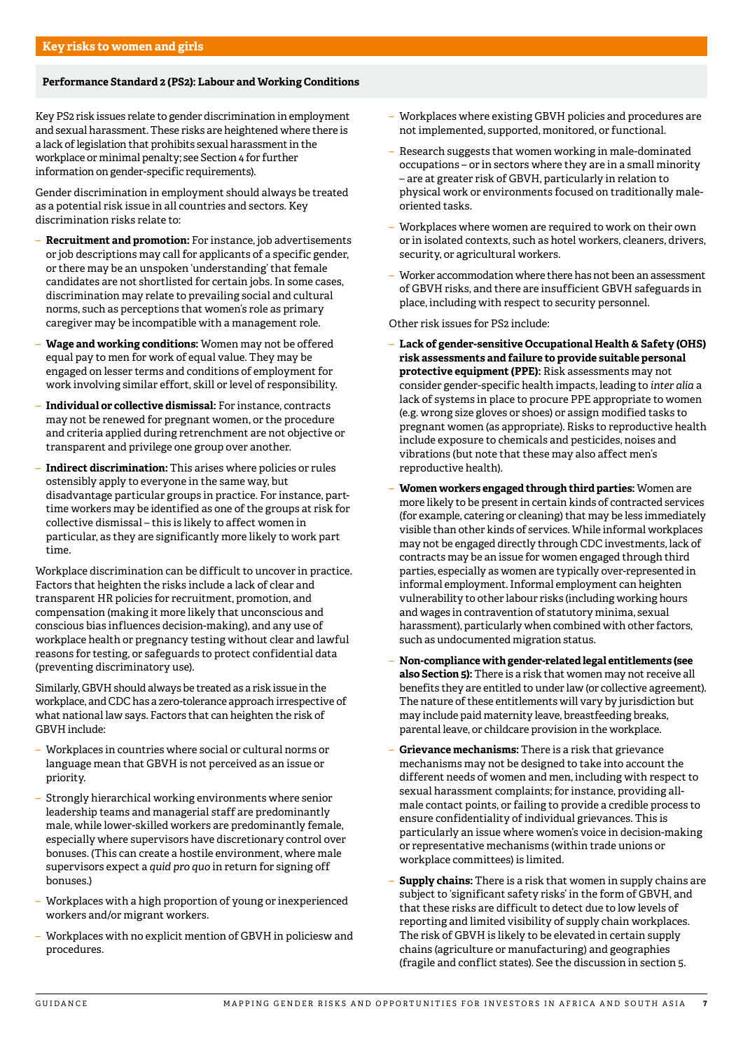## Key risks to women and girls

### Performance Standard 2 (PS2): Labour and Working Conditions

Key PS2 risk issues relate to gender discrimination in employment and sexual harassment. These risks are heightened where there is a lack of legislation that prohibits sexual harassment in the workplace or minimal penalty; see Section 4 for further information on gender-specific requirements).

Gender discrimination in employment should always be treated as a potential risk issue in all countries and sectors. Key discrimination risks relate to:

- **Recruitment and promotion:** For instance, job advertisements or job descriptions may call for applicants of a specific gender, or there may be an unspoken 'understanding' that female candidates are not shortlisted for certain jobs. In some cases, discrimination may relate to prevailing social and cultural norms, such as perceptions that women's role as primary caregiver may be incompatible with a management role.
- **Wage and working conditions:** Women may not be offered equal pay to men for work of equal value. They may be engaged on lesser terms and conditions of employment for work involving similar effort, skill or level of responsibility.
- **Individual or collective dismissal:** For instance, contracts may not be renewed for pregnant women, or the procedure and criteria applied during retrenchment are not objective or transparent and privilege one group over another.
- **Indirect discrimination:** This arises where policies or rules ostensibly apply to everyone in the same way, but disadvantage particular groups in practice. For instance, part-time workers may be identified as one of the groups at risk for collective dismissal – this is likely to affect women in particular, as they are significantly more likely to work part time.

Workplace discrimination can be difficult to uncover in practice. Factors that heighten the risks include a lack of clear and transparent HR policies for recruitment, promotion, and compensation (making it more likely that unconscious and conscious bias influences decision-making), and any use of workplace health or pregnancy testing without clear and lawful reasons for testing, or safeguards to protect confidential data (preventing discriminatory use).

Similarly, GBVH should always be treated as a risk issue in the workplace, and CDC has a zero-tolerance approach irrespective of what national law says. Factors that can heighten the risk of GBVH include:

- Workplaces in countries where social or cultural norms or language mean that GBVH is not perceived as an issue or priority.
- Strongly hierarchical working environments where senior leadership teams and managerial staff are predominantly male, while lower-skilled workers are predominantly female, especially where supervisors have discretionary control over bonuses. (This can create a hostile environment, where male supervisors expect a *quid pro quo* in return for signing off bonuses.)
- Workplaces with a high proportion of young or inexperienced workers and/or migrant workers.
- Workplaces with no explicit mention of GBVH in policiesw and procedures.
- Workplaces where existing GBVH policies and procedures are not implemented, supported, monitored, or functional.
- Research suggests that women working in male-dominated occupations – or in sectors where they are in a small minority – are at greater risk of GBVH, particularly in relation to physical work or environments focused on traditionally male-oriented tasks.
- Workplaces where women are required to work on their own or in isolated contexts, such as hotel workers, cleaners, drivers, security, or agricultural workers.
- Worker accommodation where there has not been an assessment of GBVH risks, and there are insufficient GBVH safeguards in place, including with respect to security personnel.

Other risk issues for PS2 include:

- **Lack of gender-sensitive Occupational Health & Safety (OHS) risk assessments and failure to provide suitable personal protective equipment (PPE):** Risk assessments may not consider gender-specific health impacts, leading to *inter alia* a lack of systems in place to procure PPE appropriate to women (e.g. wrong size gloves or shoes) or assign modified tasks to pregnant women (as appropriate). Risks to reproductive health include exposure to chemicals and pesticides, noises and vibrations (but note that these may also affect men's reproductive health).
- **Women workers engaged through third parties:** Women are more likely to be present in certain kinds of contracted services (for example, catering or cleaning) that may be less immediately visible than other kinds of services. While informal workplaces may not be engaged directly through CDC investments, lack of contracts may be an issue for women engaged through third parties, especially as women are typically over-represented in informal employment. Informal employment can heighten vulnerability to other labour risks (including working hours and wages in contravention of statutory minima, sexual harassment), particularly when combined with other factors, such as undocumented migration status.
- **Non-compliance with gender-related legal entitlements (see also Section 5):** There is a risk that women may not receive all benefits they are entitled to under law (or collective agreement). The nature of these entitlements will vary by jurisdiction but may include paid maternity leave, breastfeeding breaks, parental leave, or childcare provision in the workplace.
- **Grievance mechanisms:** There is a risk that grievance mechanisms may not be designed to take into account the different needs of women and men, including with respect to sexual harassment complaints; for instance, providing all-male contact points, or failing to provide a credible process to ensure confidentiality of individual grievances. This is particularly an issue where women's voice in decision-making or representative mechanisms (within trade unions or workplace committees) is limited.
- **Supply chains:** There is a risk that women in supply chains are subject to 'significant safety risks' in the form of GBVH, and that these risks are difficult to detect due to low levels of reporting and limited visibility of supply chain workplaces. The risk of GBVH is likely to be elevated in certain supply chains (agriculture or manufacturing) and geographies (fragile and conflict states). See the discussion in section 5.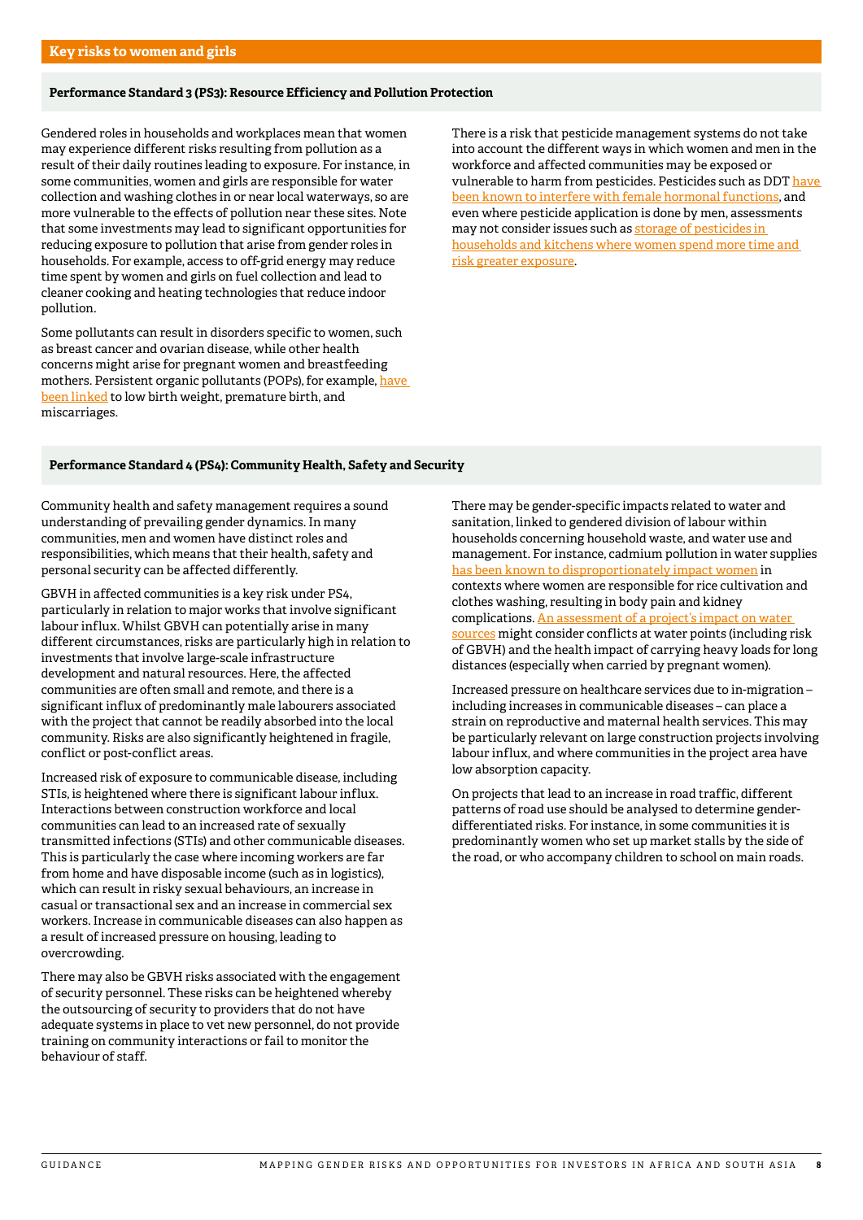## Key risks to women and girls

### Performance Standard 3 (PS3): Resource Efficiency and Pollution Protection

Gendered roles in households and workplaces mean that women may experience different risks resulting from pollution as a result of their daily routines leading to exposure. For instance, in some communities, women and girls are responsible for water collection and washing clothes in or near local waterways, so are more vulnerable to the effects of pollution near these sites. Note that some investments may lead to significant opportunities for reducing exposure to pollution that arise from gender roles in households. For example, access to off-grid energy may reduce time spent by women and girls on fuel collection and lead to cleaner cooking and heating technologies that reduce indoor pollution.

Some pollutants can result in disorders specific to women, such as breast cancer and ovarian disease, while other health concerns might arise for pregnant women and breastfeeding mothers. Persistent organic pollutants (POPs), for example, have been linked to low birth weight, premature birth, and miscarriages.

There is a risk that pesticide management systems do not take into account the different ways in which women and men in the workforce and affected communities may be exposed or vulnerable to harm from pesticides. Pesticides such as DDT have been known to interfere with female hormonal functions, and even where pesticide application is done by men, assessments may not consider issues such as storage of pesticides in households and kitchens where women spend more time and risk greater exposure.

### Performance Standard 4 (PS4): Community Health, Safety and Security

Community health and safety management requires a sound understanding of prevailing gender dynamics. In many communities, men and women have distinct roles and responsibilities, which means that their health, safety and personal security can be affected differently.

GBVH in affected communities is a key risk under PS4, particularly in relation to major works that involve significant labour influx. Whilst GBVH can potentially arise in many different circumstances, risks are particularly high in relation to investments that involve large-scale infrastructure development and natural resources. Here, the affected communities are often small and remote, and there is a significant influx of predominantly male labourers associated with the project that cannot be readily absorbed into the local community. Risks are also significantly heightened in fragile, conflict or post-conflict areas.

Increased risk of exposure to communicable disease, including STIs, is heightened where there is significant labour influx. Interactions between construction workforce and local communities can lead to an increased rate of sexually transmitted infections (STIs) and other communicable diseases. This is particularly the case where incoming workers are far from home and have disposable income (such as in logistics), which can result in risky sexual behaviours, an increase in casual or transactional sex and an increase in commercial sex workers. Increase in communicable diseases can also happen as a result of increased pressure on housing, leading to overcrowding.

There may also be GBVH risks associated with the engagement of security personnel. These risks can be heightened whereby the outsourcing of security to providers that do not have adequate systems in place to vet new personnel, do not provide training on community interactions or fail to monitor the behaviour of staff.

There may be gender-specific impacts related to water and sanitation, linked to gendered division of labour within households concerning household waste, and water use and management. For instance, cadmium pollution in water supplies has been known to disproportionately impact women in contexts where women are responsible for rice cultivation and clothes washing, resulting in body pain and kidney complications. An assessment of a project's impact on water sources might consider conflicts at water points (including risk of GBVH) and the health impact of carrying heavy loads for long distances (especially when carried by pregnant women).

Increased pressure on healthcare services due to in-migration – including increases in communicable diseases – can place a strain on reproductive and maternal health services. This may be particularly relevant on large construction projects involving labour influx, and where communities in the project area have low absorption capacity.

On projects that lead to an increase in road traffic, different patterns of road use should be analysed to determine gender-differentiated risks. For instance, in some communities it is predominantly women who set up market stalls by the side of the road, or who accompany children to school on main roads.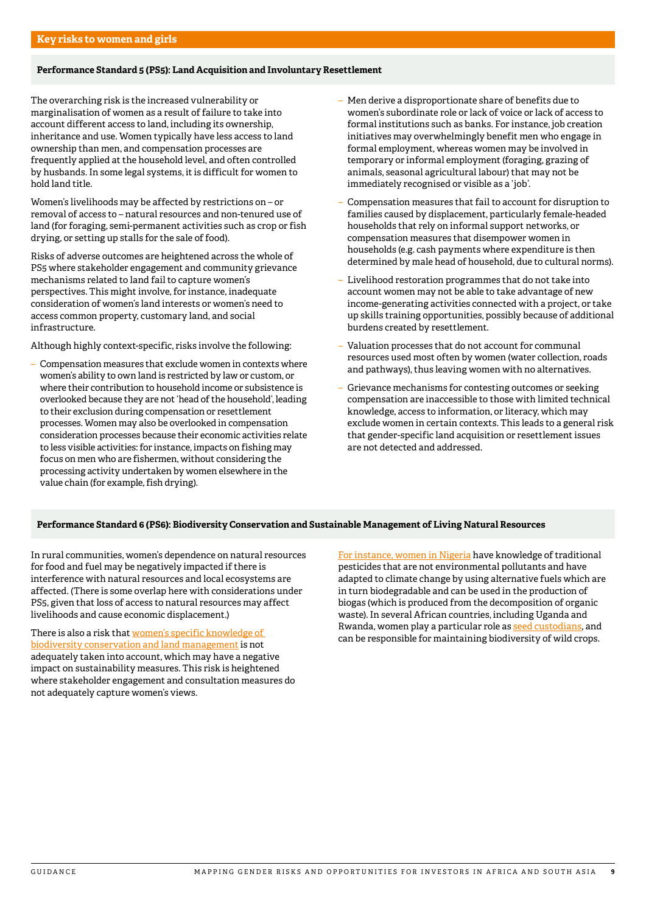## Key risks to women and girls

### Performance Standard 5 (PS5): Land Acquisition and Involuntary Resettlement

The overarching risk is the increased vulnerability or marginalisation of women as a result of failure to take into account different access to land, including its ownership, inheritance and use. Women typically have less access to land ownership than men, and compensation processes are frequently applied at the household level, and often controlled by husbands. In some legal systems, it is difficult for women to hold land title.

Women's livelihoods may be affected by restrictions on – or removal of access to – natural resources and non-tenured use of land (for foraging, semi-permanent activities such as crop or fish drying, or setting up stalls for the sale of food).

Risks of adverse outcomes are heightened across the whole of PS5 where stakeholder engagement and community grievance mechanisms related to land fail to capture women's perspectives. This might involve, for instance, inadequate consideration of women's land interests or women's need to access common property, customary land, and social infrastructure.

Although highly context-specific, risks involve the following:

- Compensation measures that exclude women in contexts where women's ability to own land is restricted by law or custom, or where their contribution to household income or subsistence is overlooked because they are not 'head of the household', leading to their exclusion during compensation or resettlement processes. Women may also be overlooked in compensation consideration processes because their economic activities relate to less visible activities: for instance, impacts on fishing may focus on men who are fishermen, without considering the processing activity undertaken by women elsewhere in the value chain (for example, fish drying).
- Men derive a disproportionate share of benefits due to women's subordinate role or lack of voice or lack of access to formal institutions such as banks. For instance, job creation initiatives may overwhelmingly benefit men who engage in formal employment, whereas women may be involved in temporary or informal employment (foraging, grazing of animals, seasonal agricultural labour) that may not be immediately recognised or visible as a 'job'.
- Compensation measures that fail to account for disruption to families caused by displacement, particularly female-headed households that rely on informal support networks, or compensation measures that disempower women in households (e.g. cash payments where expenditure is then determined by male head of household, due to cultural norms).
- Livelihood restoration programmes that do not take into account women may not be able to take advantage of new income-generating activities connected with a project, or take up skills training opportunities, possibly because of additional burdens created by resettlement.
- Valuation processes that do not account for communal resources used most often by women (water collection, roads and pathways), thus leaving women with no alternatives.
- Grievance mechanisms for contesting outcomes or seeking compensation are inaccessible to those with limited technical knowledge, access to information, or literacy, which may exclude women in certain contexts. This leads to a general risk that gender-specific land acquisition or resettlement issues are not detected and addressed.

### Performance Standard 6 (PS6): Biodiversity Conservation and Sustainable Management of Living Natural Resources

In rural communities, women's dependence on natural resources for food and fuel may be negatively impacted if there is interference with natural resources and local ecosystems are affected. (There is some overlap here with considerations under PS5, given that loss of access to natural resources may affect livelihoods and cause economic displacement.)

There is also a risk that women's specific knowledge of biodiversity conservation and land management is not adequately taken into account, which may have a negative impact on sustainability measures. This risk is heightened where stakeholder engagement and consultation measures do not adequately capture women's views.

For instance, women in Nigeria have knowledge of traditional pesticides that are not environmental pollutants and have adapted to climate change by using alternative fuels which are in turn biodegradable and can be used in the production of biogas (which is produced from the decomposition of organic waste). In several African countries, including Uganda and Rwanda, women play a particular role as seed custodians, and can be responsible for maintaining biodiversity of wild crops.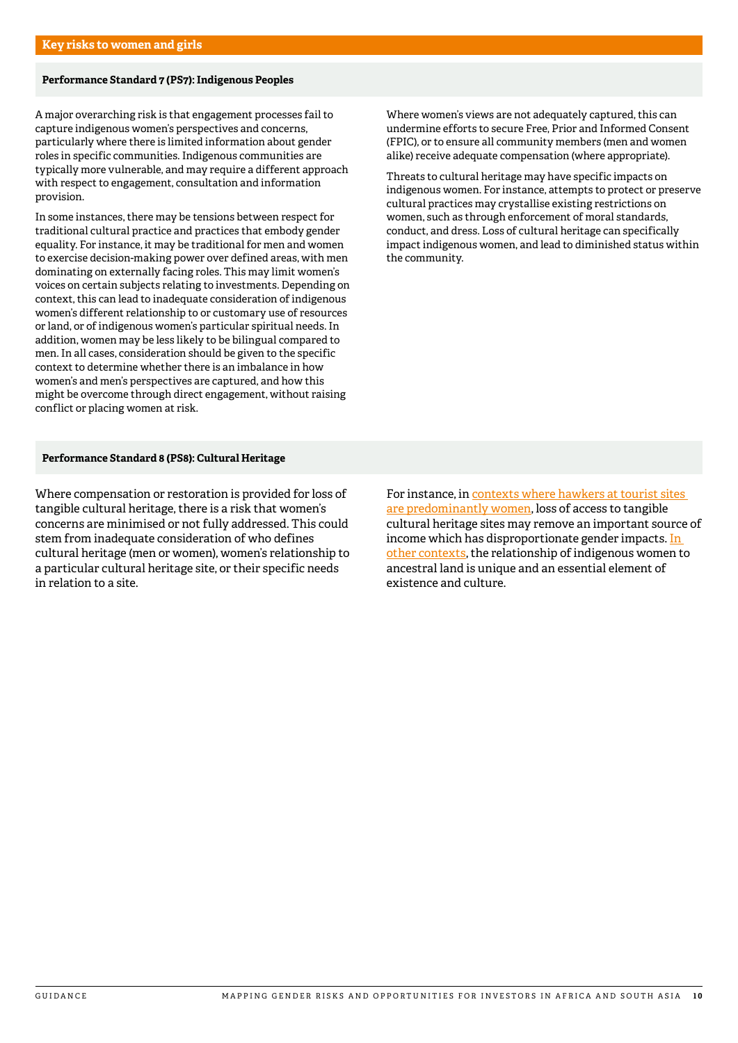## Key risks to women and girls

### Performance Standard 7 (PS7): Indigenous Peoples

A major overarching risk is that engagement processes fail to capture indigenous women's perspectives and concerns, particularly where there is limited information about gender roles in specific communities. Indigenous communities are typically more vulnerable, and may require a different approach with respect to engagement, consultation and information provision.

In some instances, there may be tensions between respect for traditional cultural practice and practices that embody gender equality. For instance, it may be traditional for men and women to exercise decision-making power over defined areas, with men dominating on externally facing roles. This may limit women's voices on certain subjects relating to investments. Depending on context, this can lead to inadequate consideration of indigenous women's different relationship to or customary use of resources or land, or of indigenous women's particular spiritual needs. In addition, women may be less likely to be bilingual compared to men. In all cases, consideration should be given to the specific context to determine whether there is an imbalance in how women's and men's perspectives are captured, and how this might be overcome through direct engagement, without raising conflict or placing women at risk.

Where women's views are not adequately captured, this can undermine efforts to secure Free, Prior and Informed Consent (FPIC), or to ensure all community members (men and women alike) receive adequate compensation (where appropriate).

Threats to cultural heritage may have specific impacts on indigenous women. For instance, attempts to protect or preserve cultural practices may crystallise existing restrictions on women, such as through enforcement of moral standards, conduct, and dress. Loss of cultural heritage can specifically impact indigenous women, and lead to diminished status within the community.

### Performance Standard 8 (PS8): Cultural Heritage

Where compensation or restoration is provided for loss of tangible cultural heritage, there is a risk that women's concerns are minimised or not fully addressed. This could stem from inadequate consideration of who defines cultural heritage (men or women), women's relationship to a particular cultural heritage site, or their specific needs in relation to a site.

For instance, in contexts where hawkers at tourist sites are predominantly women, loss of access to tangible cultural heritage sites may remove an important source of income which has disproportionate gender impacts. In other contexts, the relationship of indigenous women to ancestral land is unique and an essential element of existence and culture.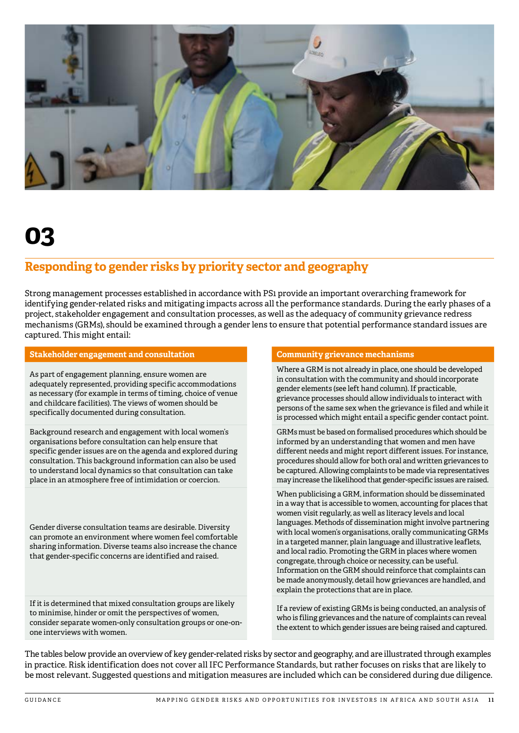# 03

## Responding to gender risks by priority sector and geography

Strong management processes established in accordance with PS1 provide an important overarching framework for identifying gender-related risks and mitigating impacts across all the performance standards. During the early phases of a project, stakeholder engagement and consultation processes, as well as the adequacy of community grievance redress mechanisms (GRMs), should be examined through a gender lens to ensure that potential performance standard issues are captured. This might entail:

| Stakeholder engagement and consultation | Community grievance mechanisms |
|---|---|
| As part of engagement planning, ensure women are adequately represented, providing specific accommodations as necessary (for example in terms of timing, choice of venue and childcare facilities). The views of women should be specifically documented during consultation. | Where a GRM is not already in place, one should be developed in consultation with the community and should incorporate gender elements (see left hand column). If practicable, grievance processes should allow individuals to interact with persons of the same sex when the grievance is filed and while it is processed which might entail a specific gender contact point. |
| Background research and engagement with local women's organisations before consultation can help ensure that specific gender issues are on the agenda and explored during consultation. This background information can also be used to understand local dynamics so that consultation can take place in an atmosphere free of intimidation or coercion. | GRMs must be based on formalised procedures which should be informed by an understanding that women and men have different needs and might report different issues. For instance, procedures should allow for both oral and written grievances to be captured. Allowing complaints to be made via representatives may increase the likelihood that gender-specific issues are raised. |
| Gender diverse consultation teams are desirable. Diversity can promote an environment where women feel comfortable sharing information. Diverse teams also increase the chance that gender-specific concerns are identified and raised. | When publicising a GRM, information should be disseminated in a way that is accessible to women, accounting for places that women visit regularly, as well as literacy levels and local languages. Methods of dissemination might involve partnering with local women's organisations, orally communicating GRMs in a targeted manner, plain language and illustrative leaflets, and local radio. Promoting the GRM in places where women congregate, through choice or necessity, can be useful. Information on the GRM should reinforce that complaints can be made anonymously, detail how grievances are handled, and explain the protections that are in place. |
| If it is determined that mixed consultation groups are likely to minimise, hinder or omit the perspectives of women, consider separate women-only consultation groups or one-on-one interviews with women. | If a review of existing GRMs is being conducted, an analysis of who is filing grievances and the nature of complaints can reveal the extent to which gender issues are being raised and captured. |

The tables below provide an overview of key gender-related risks by sector and geography, and are illustrated through examples in practice. Risk identification does not cover all IFC Performance Standards, but rather focuses on risks that are likely to be most relevant. Suggested questions and mitigation measures are included which can be considered during due diligence.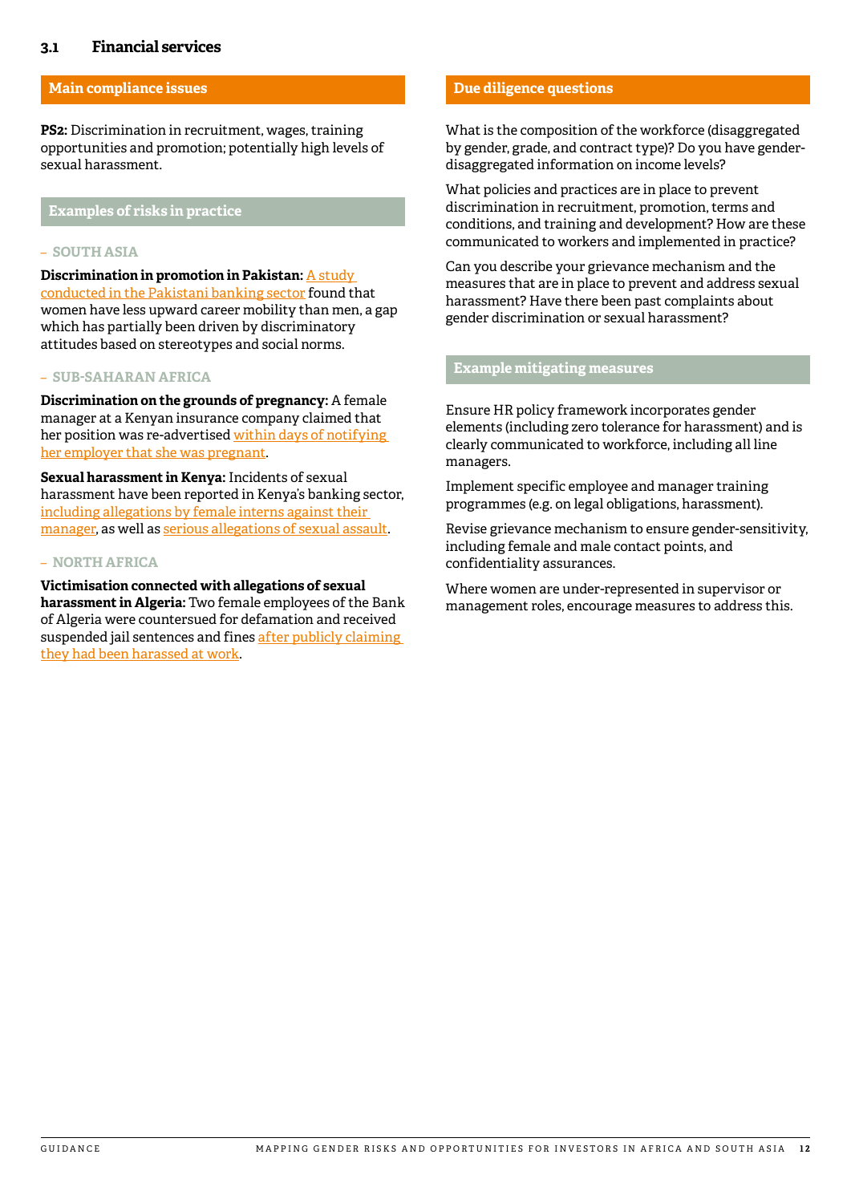### 3.1 Financial services

#### Main compliance issues

**PS2:** Discrimination in recruitment, wages, training opportunities and promotion; potentially high levels of sexual harassment.

#### Examples of risks in practice

– SOUTH ASIA

**Discrimination in promotion in Pakistan:** A study conducted in the Pakistani banking sector found that women have less upward career mobility than men, a gap which has partially been driven by discriminatory attitudes based on stereotypes and social norms.

– SUB-SAHARAN AFRICA

**Discrimination on the grounds of pregnancy:** A female manager at a Kenyan insurance company claimed that her position was re-advertised within days of notifying her employer that she was pregnant.

**Sexual harassment in Kenya:** Incidents of sexual harassment have been reported in Kenya's banking sector, including allegations by female interns against their manager, as well as serious allegations of sexual assault.

– NORTH AFRICA

**Victimisation connected with allegations of sexual harassment in Algeria:** Two female employees of the Bank of Algeria were countersued for defamation and received suspended jail sentences and fines after publicly claiming they had been harassed at work.

#### Due diligence questions

What is the composition of the workforce (disaggregated by gender, grade, and contract type)? Do you have gender-disaggregated information on income levels?

What policies and practices are in place to prevent discrimination in recruitment, promotion, terms and conditions, and training and development? How are these communicated to workers and implemented in practice?

Can you describe your grievance mechanism and the measures that are in place to prevent and address sexual harassment? Have there been past complaints about gender discrimination or sexual harassment?

#### Example mitigating measures

Ensure HR policy framework incorporates gender elements (including zero tolerance for harassment) and is clearly communicated to workforce, including all line managers.

Implement specific employee and manager training programmes (e.g. on legal obligations, harassment).

Revise grievance mechanism to ensure gender-sensitivity, including female and male contact points, and confidentiality assurances.

Where women are under-represented in supervisor or management roles, encourage measures to address this.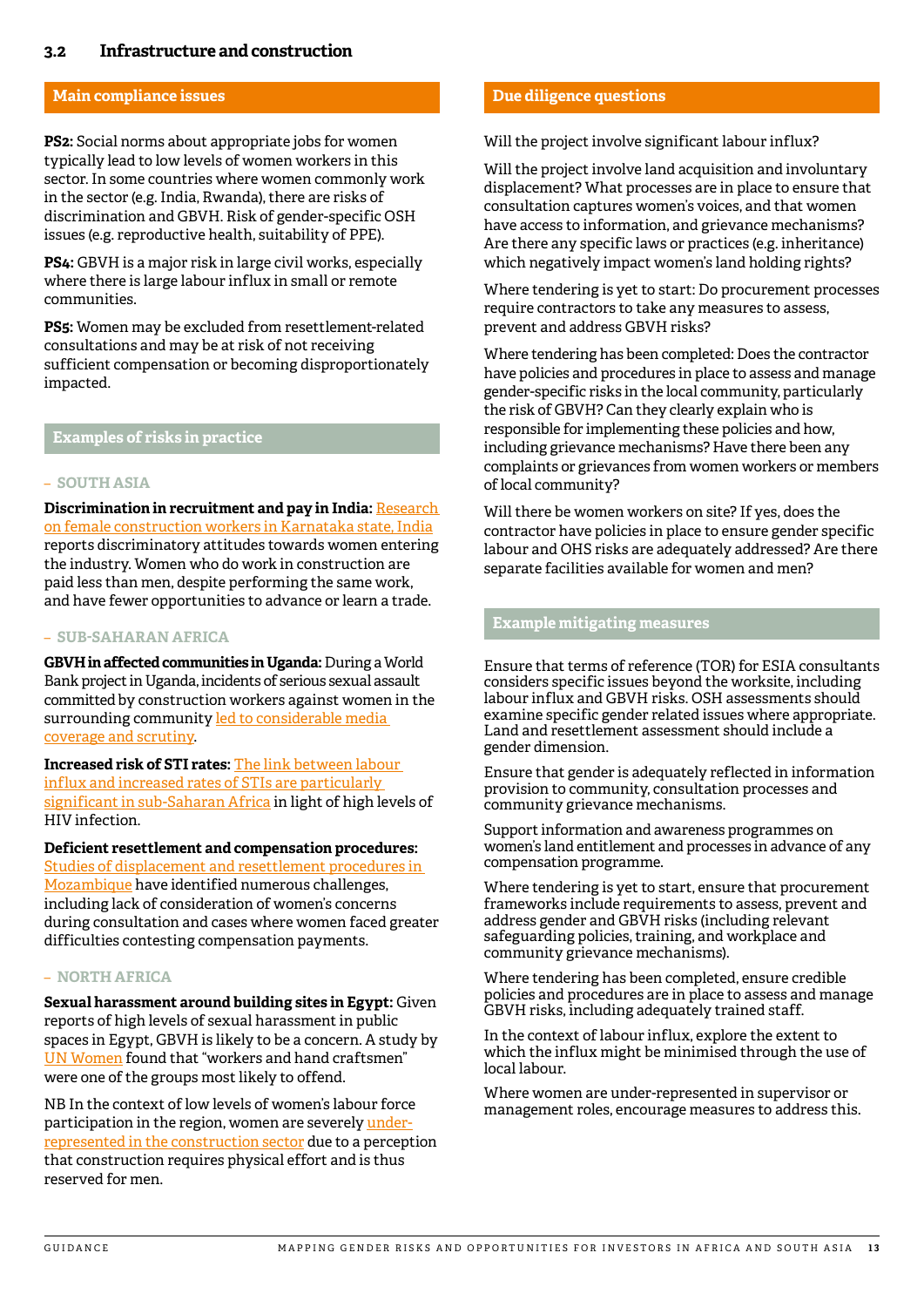## 3.2 Infrastructure and construction

### Main compliance issues

**PS2:** Social norms about appropriate jobs for women typically lead to low levels of women workers in this sector. In some countries where women commonly work in the sector (e.g. India, Rwanda), there are risks of discrimination and GBVH. Risk of gender-specific OSH issues (e.g. reproductive health, suitability of PPE).

**PS4:** GBVH is a major risk in large civil works, especially where there is large labour influx in small or remote communities.

**PS5:** Women may be excluded from resettlement-related consultations and may be at risk of not receiving sufficient compensation or becoming disproportionately impacted.

### Examples of risks in practice

#### – SOUTH ASIA

**Discrimination in recruitment and pay in India:** Research on female construction workers in Karnataka state, India reports discriminatory attitudes towards women entering the industry. Women who do work in construction are paid less than men, despite performing the same work, and have fewer opportunities to advance or learn a trade.

#### – SUB-SAHARAN AFRICA

**GBVH in affected communities in Uganda:** During a World Bank project in Uganda, incidents of serious sexual assault committed by construction workers against women in the surrounding community led to considerable media coverage and scrutiny.

**Increased risk of STI rates:** The link between labour influx and increased rates of STIs are particularly significant in sub-Saharan Africa in light of high levels of HIV infection.

**Deficient resettlement and compensation procedures:** Studies of displacement and resettlement procedures in Mozambique have identified numerous challenges, including lack of consideration of women's concerns during consultation and cases where women faced greater difficulties contesting compensation payments.

#### – NORTH AFRICA

**Sexual harassment around building sites in Egypt:** Given reports of high levels of sexual harassment in public spaces in Egypt, GBVH is likely to be a concern. A study by UN Women found that "workers and hand craftsmen" were one of the groups most likely to offend.

NB In the context of low levels of women's labour force participation in the region, women are severely under-represented in the construction sector due to a perception that construction requires physical effort and is thus reserved for men.

### Due diligence questions

Will the project involve significant labour influx?

Will the project involve land acquisition and involuntary displacement? What processes are in place to ensure that consultation captures women's voices, and that women have access to information, and grievance mechanisms? Are there any specific laws or practices (e.g. inheritance) which negatively impact women's land holding rights?

Where tendering is yet to start: Do procurement processes require contractors to take any measures to assess, prevent and address GBVH risks?

Where tendering has been completed: Does the contractor have policies and procedures in place to assess and manage gender-specific risks in the local community, particularly the risk of GBVH? Can they clearly explain who is responsible for implementing these policies and how, including grievance mechanisms? Have there been any complaints or grievances from women workers or members of local community?

Will there be women workers on site? If yes, does the contractor have policies in place to ensure gender specific labour and OHS risks are adequately addressed? Are there separate facilities available for women and men?

### Example mitigating measures

Ensure that terms of reference (TOR) for ESIA consultants considers specific issues beyond the worksite, including labour influx and GBVH risks. OSH assessments should examine specific gender related issues where appropriate. Land and resettlement assessment should include a gender dimension.

Ensure that gender is adequately reflected in information provision to community, consultation processes and community grievance mechanisms.

Support information and awareness programmes on women's land entitlement and processes in advance of any compensation programme.

Where tendering is yet to start, ensure that procurement frameworks include requirements to assess, prevent and address gender and GBVH risks (including relevant safeguarding policies, training, and workplace and community grievance mechanisms).

Where tendering has been completed, ensure credible policies and procedures are in place to assess and manage GBVH risks, including adequately trained staff.

In the context of labour influx, explore the extent to which the influx might be minimised through the use of local labour.

Where women are under-represented in supervisor or management roles, encourage measures to address this.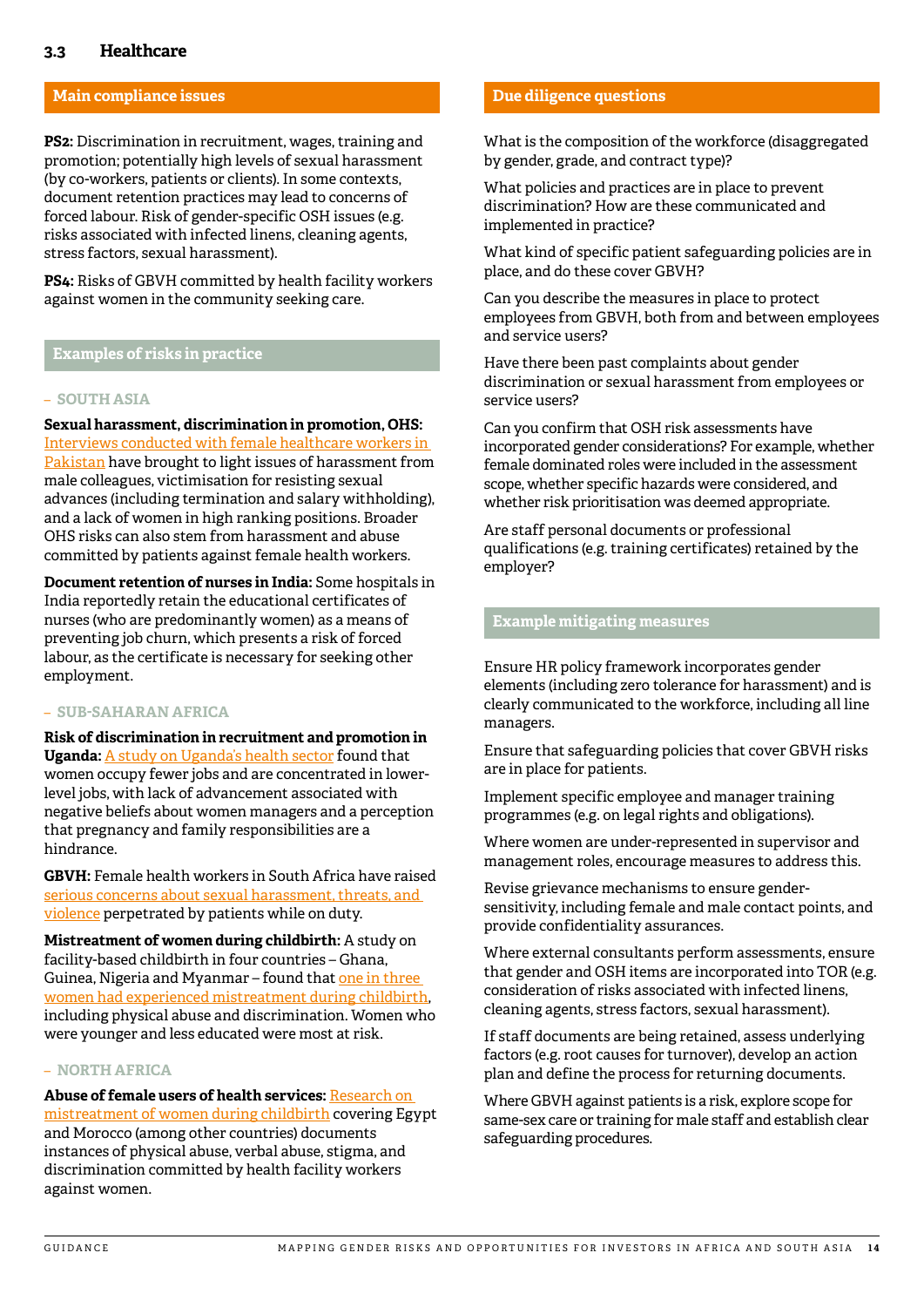## 3.3 Healthcare

### Main compliance issues

**PS2:** Discrimination in recruitment, wages, training and promotion; potentially high levels of sexual harassment (by co-workers, patients or clients). In some contexts, document retention practices may lead to concerns of forced labour. Risk of gender-specific OSH issues (e.g. risks associated with infected linens, cleaning agents, stress factors, sexual harassment).

**PS4:** Risks of GBVH committed by health facility workers against women in the community seeking care.

### Examples of risks in practice

– SOUTH ASIA

**Sexual harassment, discrimination in promotion, OHS:** Interviews conducted with female healthcare workers in Pakistan have brought to light issues of harassment from male colleagues, victimisation for resisting sexual advances (including termination and salary withholding), and a lack of women in high ranking positions. Broader OHS risks can also stem from harassment and abuse committed by patients against female health workers.

**Document retention of nurses in India:** Some hospitals in India reportedly retain the educational certificates of nurses (who are predominantly women) as a means of preventing job churn, which presents a risk of forced labour, as the certificate is necessary for seeking other employment.

– SUB-SAHARAN AFRICA

**Risk of discrimination in recruitment and promotion in Uganda:** A study on Uganda's health sector found that women occupy fewer jobs and are concentrated in lower-level jobs, with lack of advancement associated with negative beliefs about women managers and a perception that pregnancy and family responsibilities are a hindrance.

**GBVH:** Female health workers in South Africa have raised serious concerns about sexual harassment, threats, and violence perpetrated by patients while on duty.

**Mistreatment of women during childbirth:** A study on facility-based childbirth in four countries – Ghana, Guinea, Nigeria and Myanmar – found that one in three women had experienced mistreatment during childbirth, including physical abuse and discrimination. Women who were younger and less educated were most at risk.

– NORTH AFRICA

**Abuse of female users of health services:** Research on mistreatment of women during childbirth covering Egypt and Morocco (among other countries) documents instances of physical abuse, verbal abuse, stigma, and discrimination committed by health facility workers against women.

### Due diligence questions

What is the composition of the workforce (disaggregated by gender, grade, and contract type)?

What policies and practices are in place to prevent discrimination? How are these communicated and implemented in practice?

What kind of specific patient safeguarding policies are in place, and do these cover GBVH?

Can you describe the measures in place to protect employees from GBVH, both from and between employees and service users?

Have there been past complaints about gender discrimination or sexual harassment from employees or service users?

Can you confirm that OSH risk assessments have incorporated gender considerations? For example, whether female dominated roles were included in the assessment scope, whether specific hazards were considered, and whether risk prioritisation was deemed appropriate.

Are staff personal documents or professional qualifications (e.g. training certificates) retained by the employer?

### Example mitigating measures

Ensure HR policy framework incorporates gender elements (including zero tolerance for harassment) and is clearly communicated to the workforce, including all line managers.

Ensure that safeguarding policies that cover GBVH risks are in place for patients.

Implement specific employee and manager training programmes (e.g. on legal rights and obligations).

Where women are under-represented in supervisor and management roles, encourage measures to address this.

Revise grievance mechanisms to ensure gender-sensitivity, including female and male contact points, and provide confidentiality assurances.

Where external consultants perform assessments, ensure that gender and OSH items are incorporated into TOR (e.g. consideration of risks associated with infected linens, cleaning agents, stress factors, sexual harassment).

If staff documents are being retained, assess underlying factors (e.g. root causes for turnover), develop an action plan and define the process for returning documents.

Where GBVH against patients is a risk, explore scope for same-sex care or training for male staff and establish clear safeguarding procedures.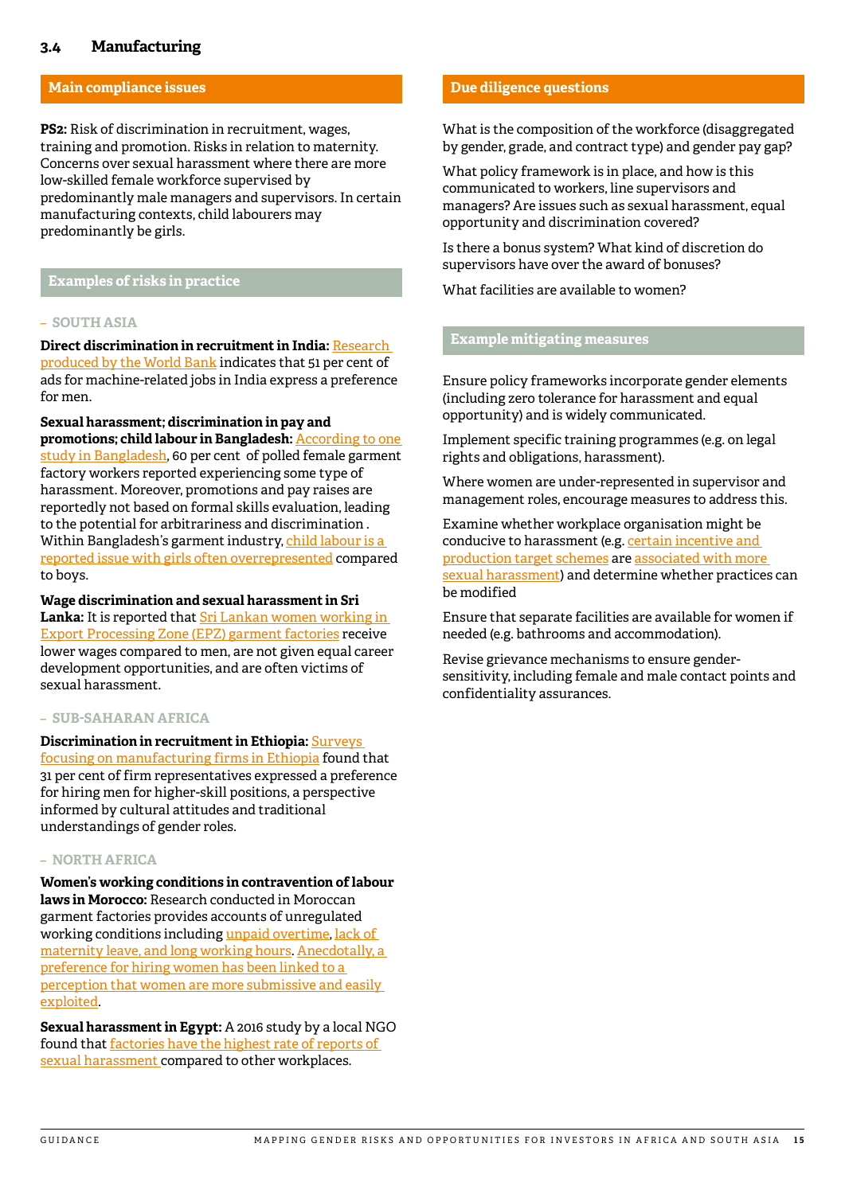## 3.4 Manufacturing

### Main compliance issues

**PS2:** Risk of discrimination in recruitment, wages, training and promotion. Risks in relation to maternity. Concerns over sexual harassment where there are more low-skilled female workforce supervised by predominantly male managers and supervisors. In certain manufacturing contexts, child labourers may predominantly be girls.

### Examples of risks in practice

#### – SOUTH ASIA

**Direct discrimination in recruitment in India:** Research produced by the World Bank indicates that 51 per cent of ads for machine-related jobs in India express a preference for men.

**Sexual harassment; discrimination in pay and promotions; child labour in Bangladesh:** According to one study in Bangladesh, 60 per cent of polled female garment factory workers reported experiencing some type of harassment. Moreover, promotions and pay raises are reportedly not based on formal skills evaluation, leading to the potential for arbitrariness and discrimination. Within Bangladesh's garment industry, child labour is a reported issue with girls often overrepresented compared to boys.

**Wage discrimination and sexual harassment in Sri Lanka:** It is reported that Sri Lankan women working in Export Processing Zone (EPZ) garment factories receive lower wages compared to men, are not given equal career development opportunities, and are often victims of sexual harassment.

#### – SUB-SAHARAN AFRICA

**Discrimination in recruitment in Ethiopia:** Surveys focusing on manufacturing firms in Ethiopia found that 31 per cent of firm representatives expressed a preference for hiring men for higher-skill positions, a perspective informed by cultural attitudes and traditional understandings of gender roles.

#### – NORTH AFRICA

**Women's working conditions in contravention of labour laws in Morocco:** Research conducted in Moroccan garment factories provides accounts of unregulated working conditions including unpaid overtime, lack of maternity leave, and long working hours. Anecdotally, a preference for hiring women has been linked to a perception that women are more submissive and easily exploited.

**Sexual harassment in Egypt:** A 2016 study by a local NGO found that factories have the highest rate of reports of sexual harassment compared to other workplaces.

### Due diligence questions

What is the composition of the workforce (disaggregated by gender, grade, and contract type) and gender pay gap?

What policy framework is in place, and how is this communicated to workers, line supervisors and managers? Are issues such as sexual harassment, equal opportunity and discrimination covered?

Is there a bonus system? What kind of discretion do supervisors have over the award of bonuses?

What facilities are available to women?

### Example mitigating measures

Ensure policy frameworks incorporate gender elements (including zero tolerance for harassment and equal opportunity) and is widely communicated.

Implement specific training programmes (e.g. on legal rights and obligations, harassment).

Where women are under-represented in supervisor and management roles, encourage measures to address this.

Examine whether workplace organisation might be conducive to harassment (e.g. certain incentive and production target schemes are associated with more sexual harassment) and determine whether practices can be modified

Ensure that separate facilities are available for women if needed (e.g. bathrooms and accommodation).

Revise grievance mechanisms to ensure gender-sensitivity, including female and male contact points and confidentiality assurances.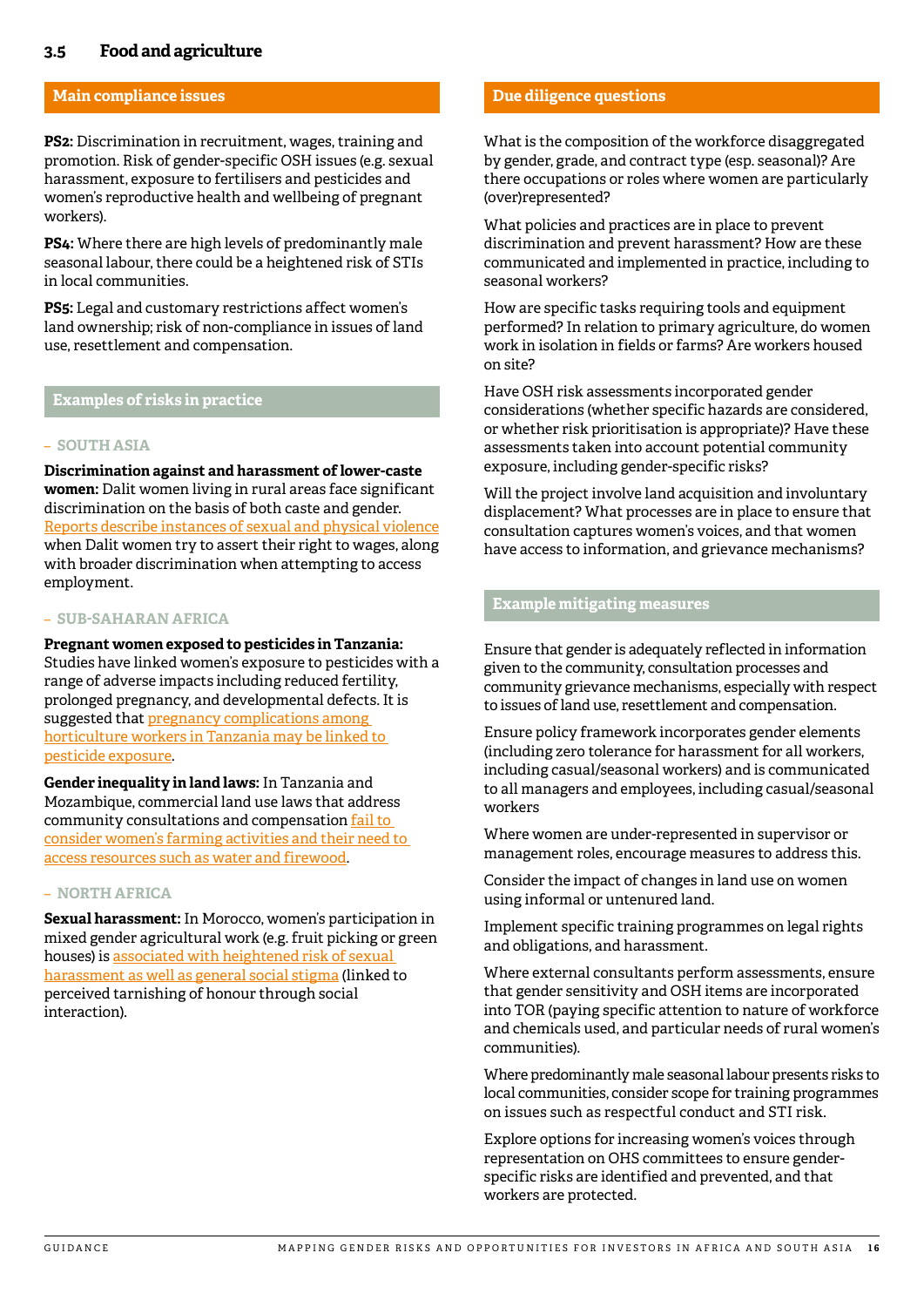## 3.5 Food and agriculture

### Main compliance issues

**PS2:** Discrimination in recruitment, wages, training and promotion. Risk of gender-specific OSH issues (e.g. sexual harassment, exposure to fertilisers and pesticides and women's reproductive health and wellbeing of pregnant workers).

**PS4:** Where there are high levels of predominantly male seasonal labour, there could be a heightened risk of STIs in local communities.

**PS5:** Legal and customary restrictions affect women's land ownership; risk of non-compliance in issues of land use, resettlement and compensation.

### Examples of risks in practice

– SOUTH ASIA

**Discrimination against and harassment of lower-caste women:** Dalit women living in rural areas face significant discrimination on the basis of both caste and gender. Reports describe instances of sexual and physical violence when Dalit women try to assert their right to wages, along with broader discrimination when attempting to access employment.

– SUB-SAHARAN AFRICA

**Pregnant women exposed to pesticides in Tanzania:** Studies have linked women's exposure to pesticides with a range of adverse impacts including reduced fertility, prolonged pregnancy, and developmental defects. It is suggested that pregnancy complications among horticulture workers in Tanzania may be linked to pesticide exposure.

**Gender inequality in land laws:** In Tanzania and Mozambique, commercial land use laws that address community consultations and compensation fail to consider women's farming activities and their need to access resources such as water and firewood.

– NORTH AFRICA

**Sexual harassment:** In Morocco, women's participation in mixed gender agricultural work (e.g. fruit picking or green houses) is associated with heightened risk of sexual harassment as well as general social stigma (linked to perceived tarnishing of honour through social interaction).

### Due diligence questions

What is the composition of the workforce disaggregated by gender, grade, and contract type (esp. seasonal)? Are there occupations or roles where women are particularly (over)represented?

What policies and practices are in place to prevent discrimination and prevent harassment? How are these communicated and implemented in practice, including to seasonal workers?

How are specific tasks requiring tools and equipment performed? In relation to primary agriculture, do women work in isolation in fields or farms? Are workers housed on site?

Have OSH risk assessments incorporated gender considerations (whether specific hazards are considered, or whether risk prioritisation is appropriate)? Have these assessments taken into account potential community exposure, including gender-specific risks?

Will the project involve land acquisition and involuntary displacement? What processes are in place to ensure that consultation captures women's voices, and that women have access to information, and grievance mechanisms?

### Example mitigating measures

Ensure that gender is adequately reflected in information given to the community, consultation processes and community grievance mechanisms, especially with respect to issues of land use, resettlement and compensation.

Ensure policy framework incorporates gender elements (including zero tolerance for harassment for all workers, including casual/seasonal workers) and is communicated to all managers and employees, including casual/seasonal workers

Where women are under-represented in supervisor or management roles, encourage measures to address this.

Consider the impact of changes in land use on women using informal or untenured land.

Implement specific training programmes on legal rights and obligations, and harassment.

Where external consultants perform assessments, ensure that gender sensitivity and OSH items are incorporated into TOR (paying specific attention to nature of workforce and chemicals used, and particular needs of rural women's communities).

Where predominantly male seasonal labour presents risks to local communities, consider scope for training programmes on issues such as respectful conduct and STI risk.

Explore options for increasing women's voices through representation on OHS committees to ensure gender-specific risks are identified and prevented, and that workers are protected.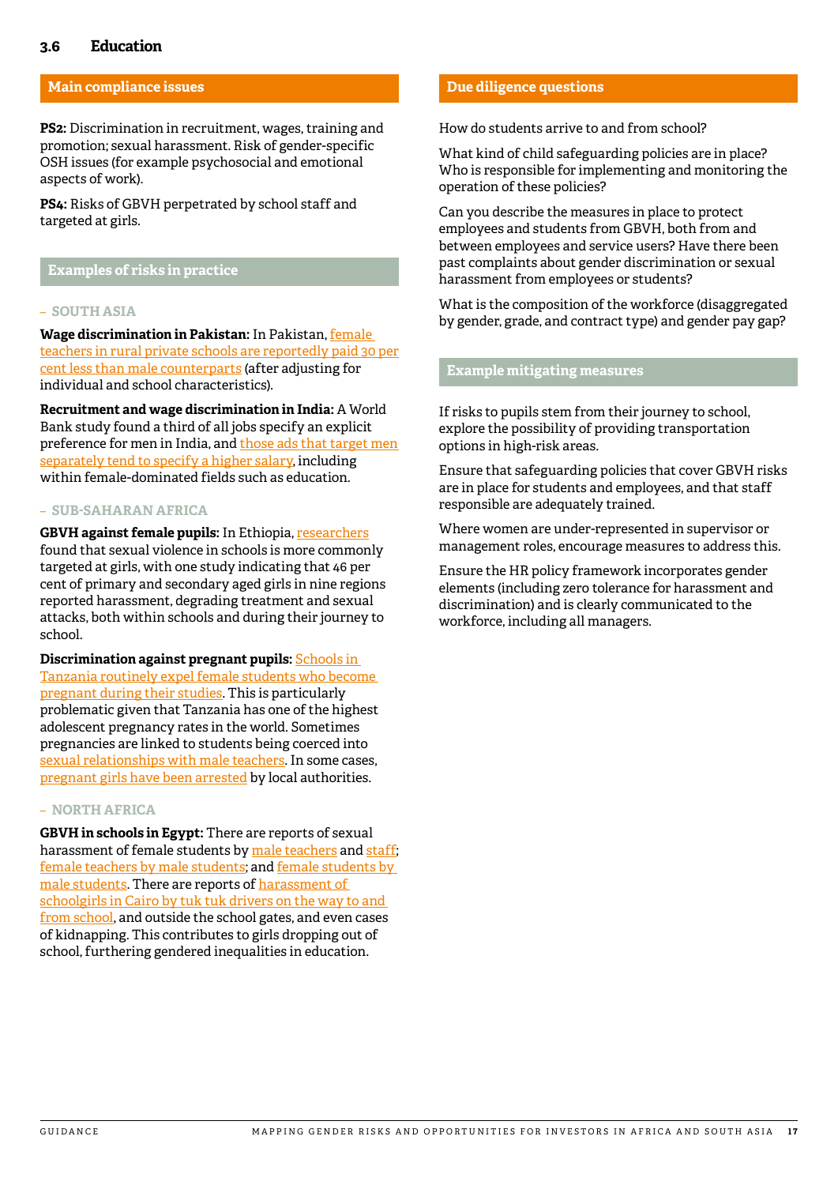## 3.6 Education

### Main compliance issues

**PS2:** Discrimination in recruitment, wages, training and promotion; sexual harassment. Risk of gender-specific OSH issues (for example psychosocial and emotional aspects of work).

**PS4:** Risks of GBVH perpetrated by school staff and targeted at girls.

### Examples of risks in practice

#### – SOUTH ASIA

**Wage discrimination in Pakistan:** In Pakistan, female teachers in rural private schools are reportedly paid 30 per cent less than male counterparts (after adjusting for individual and school characteristics).

**Recruitment and wage discrimination in India:** A World Bank study found a third of all jobs specify an explicit preference for men in India, and those ads that target men separately tend to specify a higher salary, including within female-dominated fields such as education.

#### – SUB-SAHARAN AFRICA

**GBVH against female pupils:** In Ethiopia, researchers found that sexual violence in schools is more commonly targeted at girls, with one study indicating that 46 per cent of primary and secondary aged girls in nine regions reported harassment, degrading treatment and sexual attacks, both within schools and during their journey to school.

**Discrimination against pregnant pupils:** Schools in Tanzania routinely expel female students who become pregnant during their studies. This is particularly problematic given that Tanzania has one of the highest adolescent pregnancy rates in the world. Sometimes pregnancies are linked to students being coerced into sexual relationships with male teachers. In some cases, pregnant girls have been arrested by local authorities.

#### – NORTH AFRICA

**GBVH in schools in Egypt:** There are reports of sexual harassment of female students by male teachers and staff; female teachers by male students; and female students by male students. There are reports of harassment of schoolgirls in Cairo by tuk tuk drivers on the way to and from school, and outside the school gates, and even cases of kidnapping. This contributes to girls dropping out of school, furthering gendered inequalities in education.

### Due diligence questions

How do students arrive to and from school?

What kind of child safeguarding policies are in place? Who is responsible for implementing and monitoring the operation of these policies?

Can you describe the measures in place to protect employees and students from GBVH, both from and between employees and service users? Have there been past complaints about gender discrimination or sexual harassment from employees or students?

What is the composition of the workforce (disaggregated by gender, grade, and contract type) and gender pay gap?

### Example mitigating measures

If risks to pupils stem from their journey to school, explore the possibility of providing transportation options in high-risk areas.

Ensure that safeguarding policies that cover GBVH risks are in place for students and employees, and that staff responsible are adequately trained.

Where women are under-represented in supervisor or management roles, encourage measures to address this.

Ensure the HR policy framework incorporates gender elements (including zero tolerance for harassment and discrimination) and is clearly communicated to the workforce, including all managers.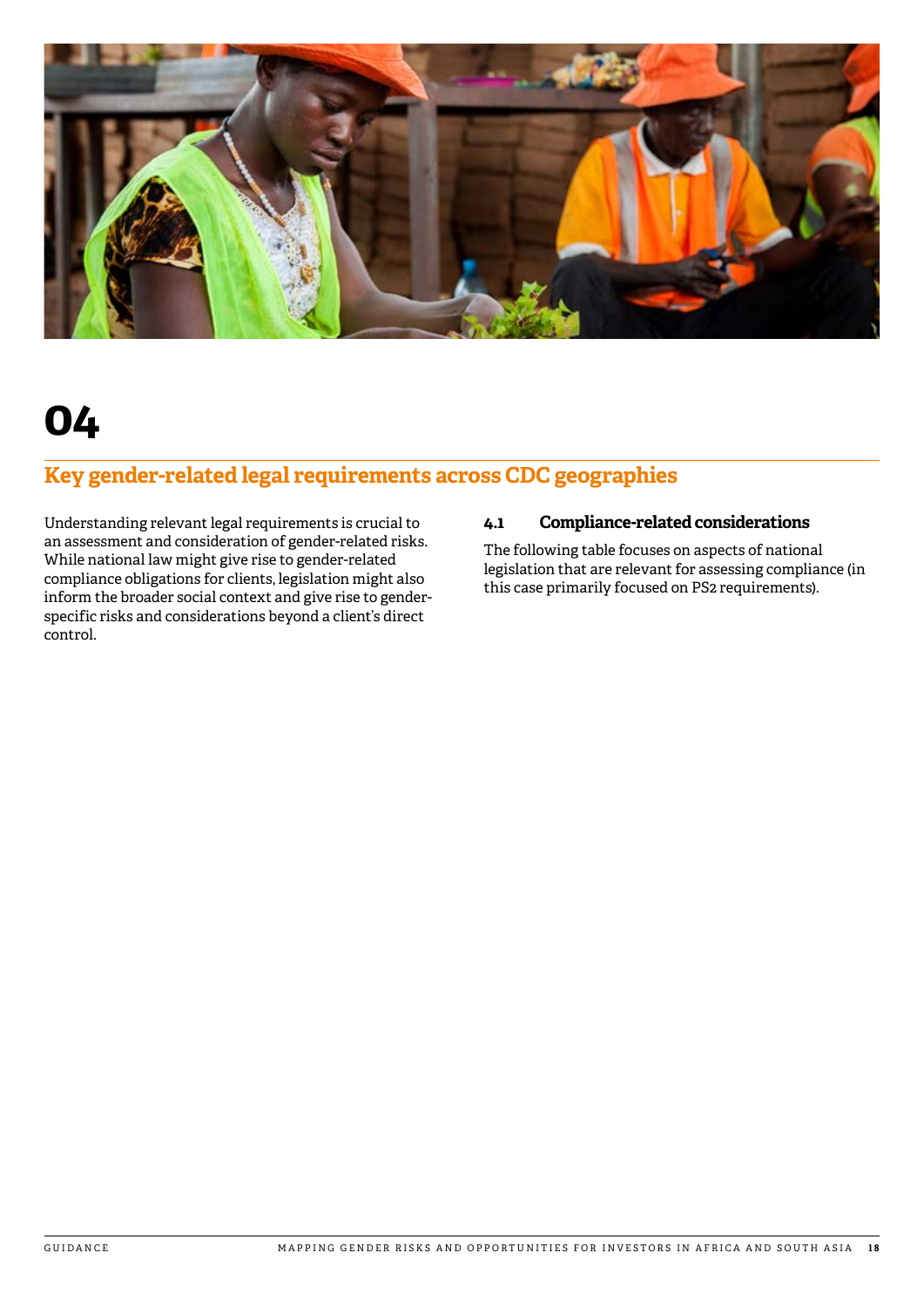# 04

## Key gender-related legal requirements across CDC geographies

Understanding relevant legal requirements is crucial to an assessment and consideration of gender-related risks. While national law might give rise to gender-related compliance obligations for clients, legislation might also inform the broader social context and give rise to gender-specific risks and considerations beyond a client's direct control.

### 4.1 Compliance-related considerations

The following table focuses on aspects of national legislation that are relevant for assessing compliance (in this case primarily focused on PS2 requirements).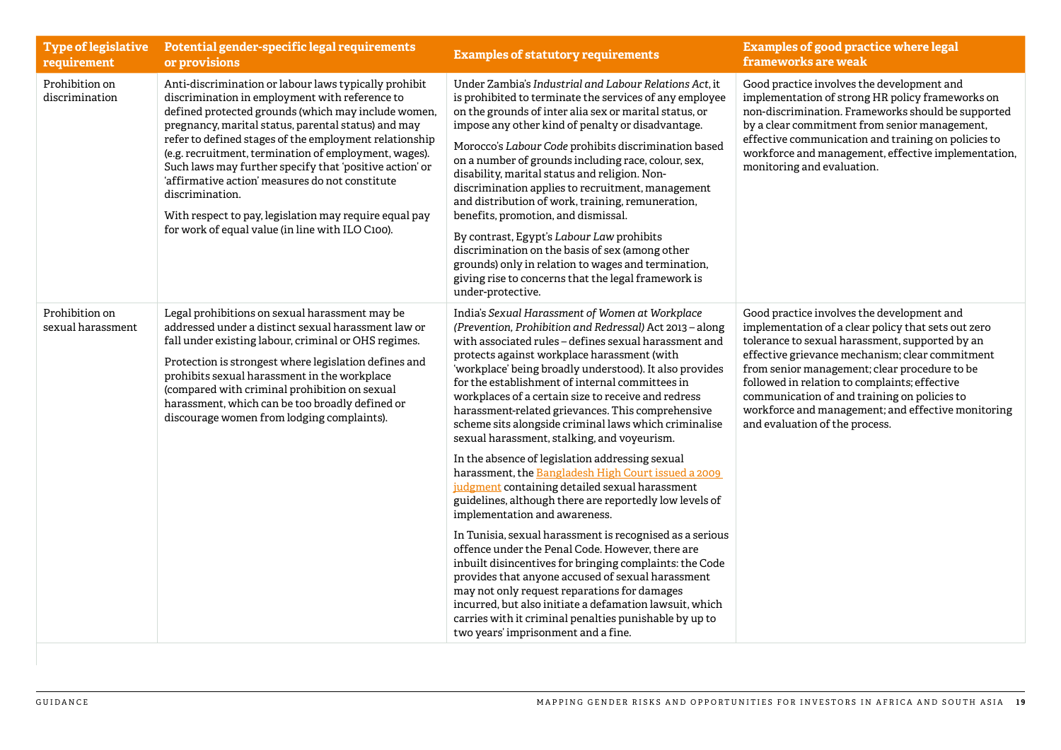| Type of legislative requirement | Potential gender-specific legal requirements or provisions | Examples of statutory requirements | Examples of good practice where legal frameworks are weak |
|---|---|---|---|
| Prohibition on discrimination | Anti-discrimination or labour laws typically prohibit discrimination in employment with reference to defined protected grounds (which may include women, pregnancy, marital status, parental status) and may refer to defined stages of the employment relationship (e.g. recruitment, termination of employment, wages). Such laws may further specify that 'positive action' or 'affirmative action' measures do not constitute discrimination.<br><br>With respect to pay, legislation may require equal pay for work of equal value (in line with ILO C100). | Under Zambia's *Industrial and Labour Relations Act*, it is prohibited to terminate the services of any employee on the grounds of inter alia sex or marital status, or impose any other kind of penalty or disadvantage.<br><br>Morocco's *Labour Code* prohibits discrimination based on a number of grounds including race, colour, sex, disability, marital status and religion. Non-discrimination applies to recruitment, management and distribution of work, training, remuneration, benefits, promotion, and dismissal.<br><br>By contrast, Egypt's *Labour Law* prohibits discrimination on the basis of sex (among other grounds) only in relation to wages and termination, giving rise to concerns that the legal framework is under-protective. | Good practice involves the development and implementation of strong HR policy frameworks on non-discrimination. Frameworks should be supported by a clear commitment from senior management, effective communication and training on policies to workforce and management, effective implementation, monitoring and evaluation. |
| Prohibition on sexual harassment | Legal prohibitions on sexual harassment may be addressed under a distinct sexual harassment law or fall under existing labour, criminal or OHS regimes.<br><br>Protection is strongest where legislation defines and prohibits sexual harassment in the workplace (compared with criminal prohibition on sexual harassment, which can be too broadly defined or discourage women from lodging complaints). | India's *Sexual Harassment of Women at Workplace (Prevention, Prohibition and Redressal)* Act 2013 – along with associated rules – defines sexual harassment and protects against workplace harassment (with 'workplace' being broadly understood). It also provides for the establishment of internal committees in workplaces of a certain size to receive and redress harassment-related grievances. This comprehensive scheme sits alongside criminal laws which criminalise sexual harassment, stalking, and voyeurism.<br><br>In the absence of legislation addressing sexual harassment, the Bangladesh High Court issued a 2009 judgment containing detailed sexual harassment guidelines, although there are reportedly low levels of implementation and awareness.<br><br>In Tunisia, sexual harassment is recognised as a serious offence under the Penal Code. However, there are inbuilt disincentives for bringing complaints: the Code provides that anyone accused of sexual harassment may not only request reparations for damages incurred, but also initiate a defamation lawsuit, which carries with it criminal penalties punishable by up to two years' imprisonment and a fine. | Good practice involves the development and implementation of a clear policy that sets out zero tolerance to sexual harassment, supported by an effective grievance mechanism; clear commitment from senior management; clear procedure to be followed in relation to complaints; effective communication of and training on policies to workforce and management; and effective monitoring and evaluation of the process. |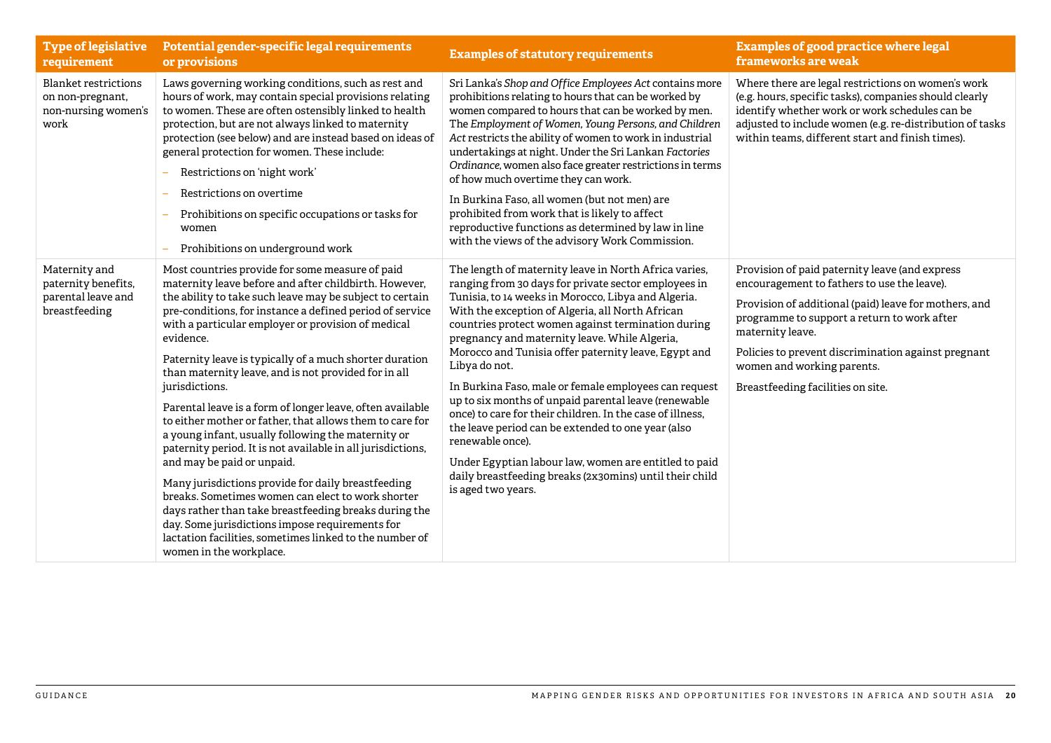| Type of legislative requirement | Potential gender-specific legal requirements or provisions | Examples of statutory requirements | Examples of good practice where legal frameworks are weak |
|---|---|---|---|
| Blanket restrictions on non-pregnant, non-nursing women's work | Laws governing working conditions, such as rest and hours of work, may contain special provisions relating to women. These are often ostensibly linked to health protection, but are not always linked to maternity protection (see below) and are instead based on ideas of general protection for women. These include:<br>– Restrictions on 'night work'<br>– Restrictions on overtime<br>– Prohibitions on specific occupations or tasks for women<br>– Prohibitions on underground work | Sri Lanka's *Shop and Office Employees Act* contains more prohibitions relating to hours that can be worked by women compared to hours that can be worked by men. The *Employment of Women, Young Persons, and Children Act* restricts the ability of women to work in industrial undertakings at night. Under the Sri Lankan *Factories Ordinance*, women also face greater restrictions in terms of how much overtime they can work.<br><br>In Burkina Faso, all women (but not men) are prohibited from work that is likely to affect reproductive functions as determined by law in line with the views of the advisory Work Commission. | Where there are legal restrictions on women's work (e.g. hours, specific tasks), companies should clearly identify whether work or work schedules can be adjusted to include women (e.g. re-distribution of tasks within teams, different start and finish times). |
| Maternity and paternity benefits, parental leave and breastfeeding | Most countries provide for some measure of paid maternity leave before and after childbirth. However, the ability to take such leave may be subject to certain pre-conditions, for instance a defined period of service with a particular employer or provision of medical evidence.<br><br>Paternity leave is typically of a much shorter duration than maternity leave, and is not provided for in all jurisdictions.<br><br>Parental leave is a form of longer leave, often available to either mother or father, that allows them to care for a young infant, usually following the maternity or paternity period. It is not available in all jurisdictions, and may be paid or unpaid.<br><br>Many jurisdictions provide for daily breastfeeding breaks. Sometimes women can elect to work shorter days rather than take breastfeeding breaks during the day. Some jurisdictions impose requirements for lactation facilities, sometimes linked to the number of women in the workplace. | The length of maternity leave in North Africa varies, ranging from 30 days for private sector employees in Tunisia, to 14 weeks in Morocco, Libya and Algeria. With the exception of Algeria, all North African countries protect women against termination during pregnancy and maternity leave. While Algeria, Morocco and Tunisia offer paternity leave, Egypt and Libya do not.<br><br>In Burkina Faso, male or female employees can request up to six months of unpaid parental leave (renewable once) to care for their children. In the case of illness, the leave period can be extended to one year (also renewable once).<br><br>Under Egyptian labour law, women are entitled to paid daily breastfeeding breaks (2x30mins) until their child is aged two years. | Provision of paid paternity leave (and express encouragement to fathers to use the leave).<br><br>Provision of additional (paid) leave for mothers, and programme to support a return to work after maternity leave.<br><br>Policies to prevent discrimination against pregnant women and working parents.<br><br>Breastfeeding facilities on site. |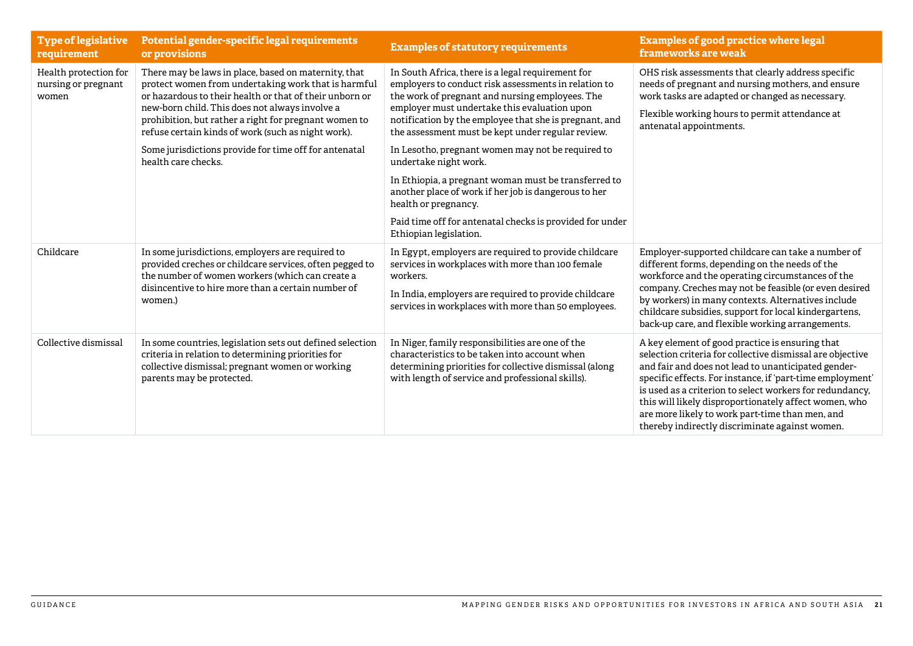| Type of legislative requirement | Potential gender-specific legal requirements or provisions | Examples of statutory requirements | Examples of good practice where legal frameworks are weak |
|---|---|---|---|
| Health protection for nursing or pregnant women | There may be laws in place, based on maternity, that protect women from undertaking work that is harmful or hazardous to their health or that of their unborn or new-born child. This does not always involve a prohibition, but rather a right for pregnant women to refuse certain kinds of work (such as night work).<br><br>Some jurisdictions provide for time off for antenatal health care checks. | In South Africa, there is a legal requirement for employers to conduct risk assessments in relation to the work of pregnant and nursing employees. The employer must undertake this evaluation upon notification by the employee that she is pregnant, and the assessment must be kept under regular review.<br><br>In Lesotho, pregnant women may not be required to undertake night work.<br><br>In Ethiopia, a pregnant woman must be transferred to another place of work if her job is dangerous to her health or pregnancy.<br><br>Paid time off for antenatal checks is provided for under Ethiopian legislation. | OHS risk assessments that clearly address specific needs of pregnant and nursing mothers, and ensure work tasks are adapted or changed as necessary.<br><br>Flexible working hours to permit attendance at antenatal appointments. |
| Childcare | In some jurisdictions, employers are required to provided creches or childcare services, often pegged to the number of women workers (which can create a disincentive to hire more than a certain number of women.) | In Egypt, employers are required to provide childcare services in workplaces with more than 100 female workers.<br><br>In India, employers are required to provide childcare services in workplaces with more than 50 employees. | Employer-supported childcare can take a number of different forms, depending on the needs of the workforce and the operating circumstances of the company. Creches may not be feasible (or even desired by workers) in many contexts. Alternatives include childcare subsidies, support for local kindergartens, back-up care, and flexible working arrangements. |
| Collective dismissal | In some countries, legislation sets out defined selection criteria in relation to determining priorities for collective dismissal; pregnant women or working parents may be protected. | In Niger, family responsibilities are one of the characteristics to be taken into account when determining priorities for collective dismissal (along with length of service and professional skills). | A key element of good practice is ensuring that selection criteria for collective dismissal are objective and fair and does not lead to unanticipated gender-specific effects. For instance, if 'part-time employment' is used as a criterion to select workers for redundancy, this will likely disproportionately affect women, who are more likely to work part-time than men, and thereby indirectly discriminate against women. |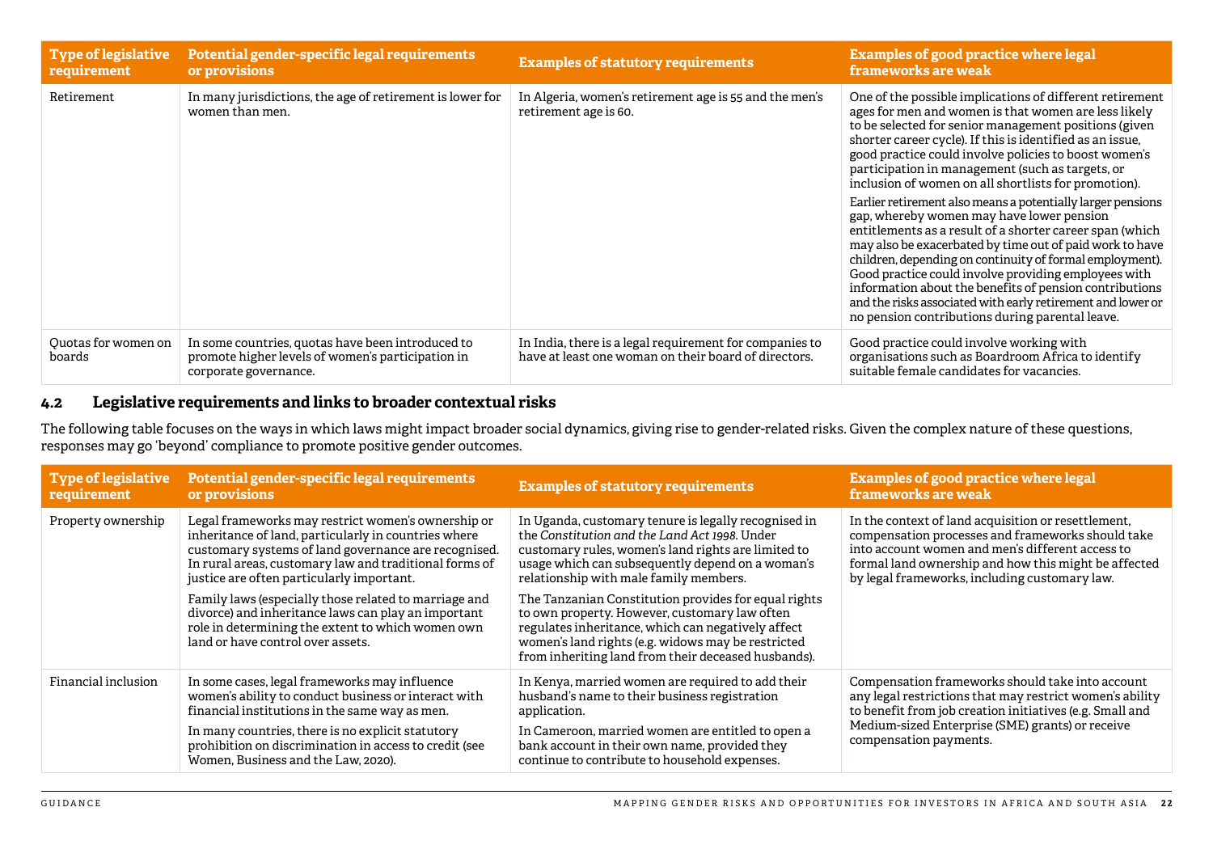| Type of legislative requirement | Potential gender-specific legal requirements or provisions | Examples of statutory requirements | Examples of good practice where legal frameworks are weak |
|---|---|---|---|
| Retirement | In many jurisdictions, the age of retirement is lower for women than men. | In Algeria, women's retirement age is 55 and the men's retirement age is 60. | One of the possible implications of different retirement ages for men and women is that women are less likely to be selected for senior management positions (given shorter career cycle). If this is identified as an issue, good practice could involve policies to boost women's participation in management (such as targets, or inclusion of women on all shortlists for promotion).<br><br>Earlier retirement also means a potentially larger pensions gap, whereby women may have lower pension entitlements as a result of a shorter career span (which may also be exacerbated by time out of paid work to have children, depending on continuity of formal employment). Good practice could involve providing employees with information about the benefits of pension contributions and the risks associated with early retirement and lower or no pension contributions during parental leave. |
| Quotas for women on boards | In some countries, quotas have been introduced to promote higher levels of women's participation in corporate governance. | In India, there is a legal requirement for companies to have at least one woman on their board of directors. | Good practice could involve working with organisations such as Boardroom Africa to identify suitable female candidates for vacancies. |

## 4.2 Legislative requirements and links to broader contextual risks

The following table focuses on the ways in which laws might impact broader social dynamics, giving rise to gender-related risks. Given the complex nature of these questions, responses may go 'beyond' compliance to promote positive gender outcomes.

| Type of legislative requirement | Potential gender-specific legal requirements or provisions | Examples of statutory requirements | Examples of good practice where legal frameworks are weak |
|---|---|---|---|
| Property ownership | Legal frameworks may restrict women's ownership or inheritance of land, particularly in countries where customary systems of land governance are recognised. In rural areas, customary law and traditional forms of justice are often particularly important.<br><br>Family laws (especially those related to marriage and divorce) and inheritance laws can play an important role in determining the extent to which women own land or have control over assets. | In Uganda, customary tenure is legally recognised in the *Constitution and the Land Act 1998*. Under customary rules, women's land rights are limited to usage which can subsequently depend on a woman's relationship with male family members.<br><br>The Tanzanian Constitution provides for equal rights to own property. However, customary law often regulates inheritance, which can negatively affect women's land rights (e.g. widows may be restricted from inheriting land from their deceased husbands). | In the context of land acquisition or resettlement, compensation processes and frameworks should take into account women and men's different access to formal land ownership and how this might be affected by legal frameworks, including customary law. |
| Financial inclusion | In some cases, legal frameworks may influence women's ability to conduct business or interact with financial institutions in the same way as men.<br><br>In many countries, there is no explicit statutory prohibition on discrimination in access to credit (see Women, Business and the Law, 2020). | In Kenya, married women are required to add their husband's name to their business registration application.<br><br>In Cameroon, married women are entitled to open a bank account in their own name, provided they continue to contribute to household expenses. | Compensation frameworks should take into account any legal restrictions that may restrict women's ability to benefit from job creation initiatives (e.g. Small and Medium-sized Enterprise (SME) grants) or receive compensation payments. |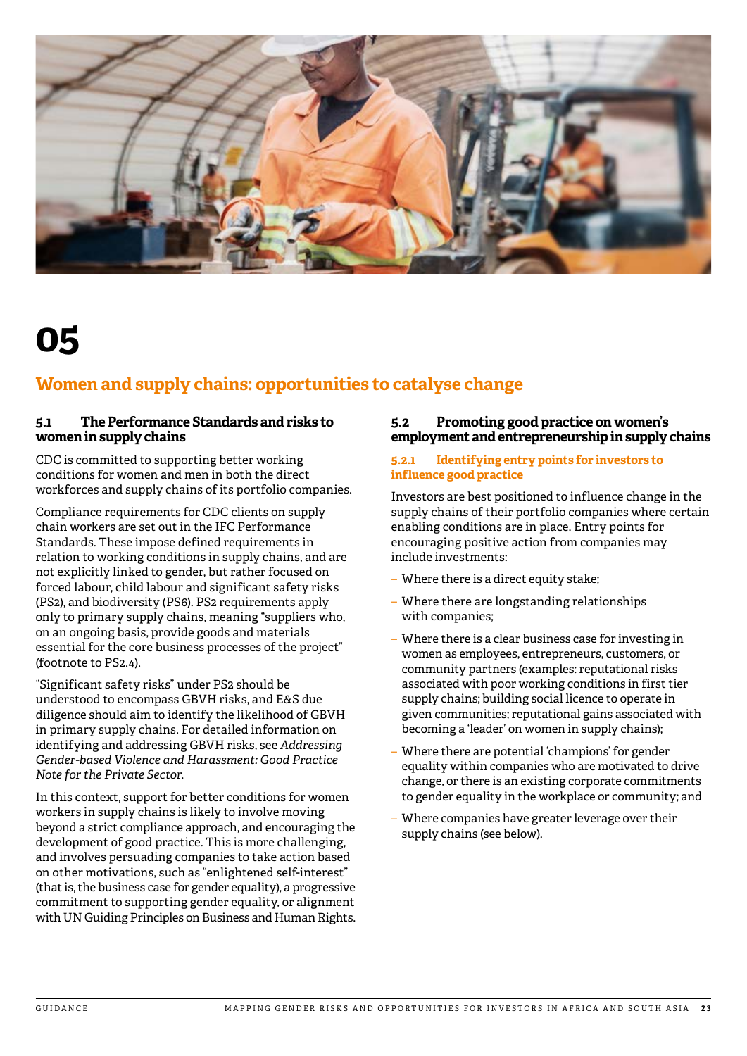# 05

## Women and supply chains: opportunities to catalyse change

### 5.1 The Performance Standards and risks to women in supply chains

CDC is committed to supporting better working conditions for women and men in both the direct workforces and supply chains of its portfolio companies.

Compliance requirements for CDC clients on supply chain workers are set out in the IFC Performance Standards. These impose defined requirements in relation to working conditions in supply chains, and are not explicitly linked to gender, but rather focused on forced labour, child labour and significant safety risks (PS2), and biodiversity (PS6). PS2 requirements apply only to primary supply chains, meaning "suppliers who, on an ongoing basis, provide goods and materials essential for the core business processes of the project" (footnote to PS2.4).

"Significant safety risks" under PS2 should be understood to encompass GBVH risks, and E&S due diligence should aim to identify the likelihood of GBVH in primary supply chains. For detailed information on identifying and addressing GBVH risks, see *Addressing Gender-based Violence and Harassment: Good Practice Note for the Private Sector*.

In this context, support for better conditions for women workers in supply chains is likely to involve moving beyond a strict compliance approach, and encouraging the development of good practice. This is more challenging, and involves persuading companies to take action based on other motivations, such as "enlightened self-interest" (that is, the business case for gender equality), a progressive commitment to supporting gender equality, or alignment with UN Guiding Principles on Business and Human Rights.

### 5.2 Promoting good practice on women's employment and entrepreneurship in supply chains

#### 5.2.1 Identifying entry points for investors to influence good practice

Investors are best positioned to influence change in the supply chains of their portfolio companies where certain enabling conditions are in place. Entry points for encouraging positive action from companies may include investments:

- Where there is a direct equity stake;
- Where there are longstanding relationships with companies;
- Where there is a clear business case for investing in women as employees, entrepreneurs, customers, or community partners (examples: reputational risks associated with poor working conditions in first tier supply chains; building social licence to operate in given communities; reputational gains associated with becoming a 'leader' on women in supply chains);
- Where there are potential 'champions' for gender equality within companies who are motivated to drive change, or there is an existing corporate commitments to gender equality in the workplace or community; and
- Where companies have greater leverage over their supply chains (see below).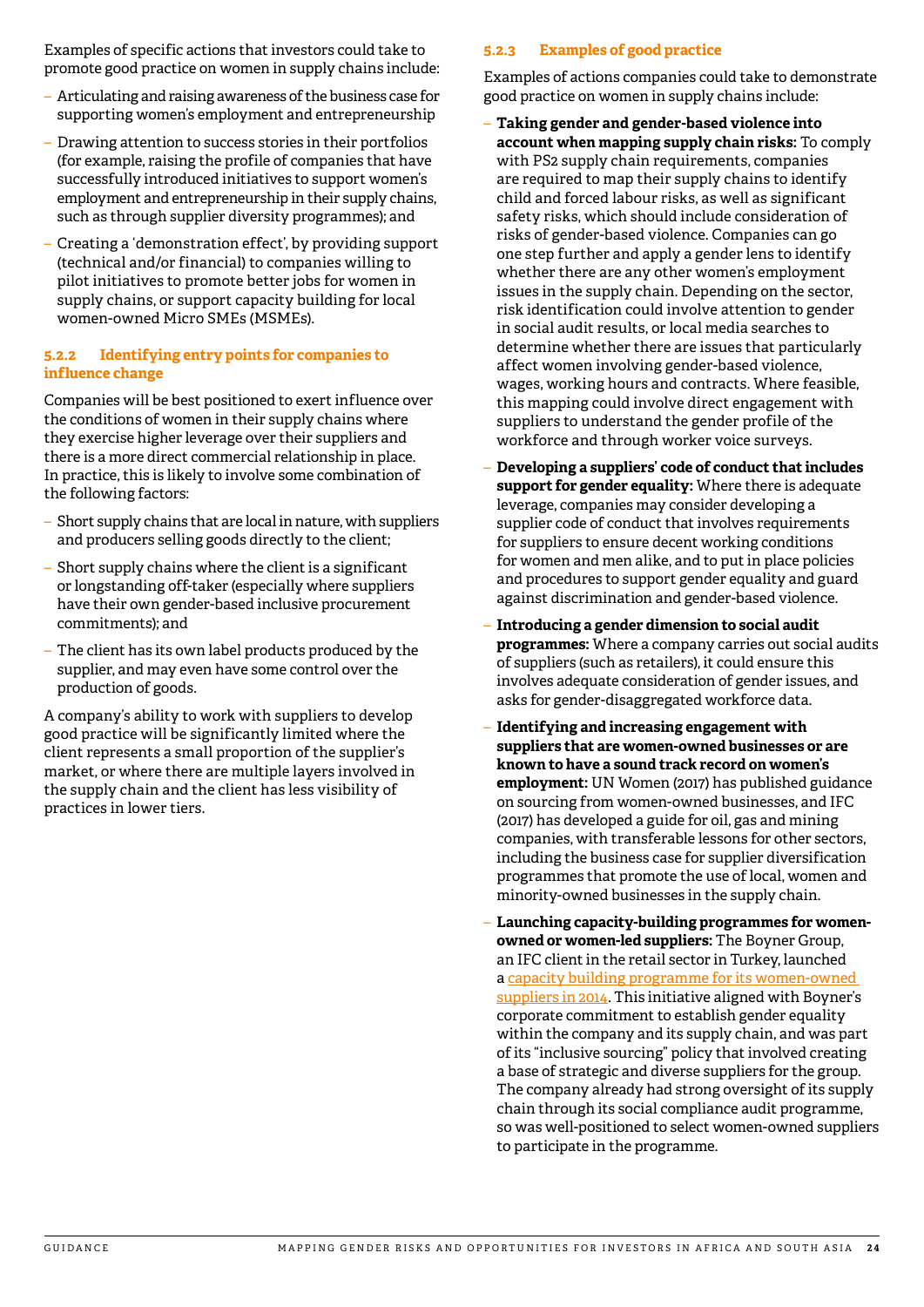Examples of specific actions that investors could take to promote good practice on women in supply chains include:

- Articulating and raising awareness of the business case for supporting women's employment and entrepreneurship
- Drawing attention to success stories in their portfolios (for example, raising the profile of companies that have successfully introduced initiatives to support women's employment and entrepreneurship in their supply chains, such as through supplier diversity programmes); and
- Creating a 'demonstration effect', by providing support (technical and/or financial) to companies willing to pilot initiatives to promote better jobs for women in supply chains, or support capacity building for local women-owned Micro SMEs (MSMEs).

#### 5.2.2 Identifying entry points for companies to influence change

Companies will be best positioned to exert influence over the conditions of women in their supply chains where they exercise higher leverage over their suppliers and there is a more direct commercial relationship in place. In practice, this is likely to involve some combination of the following factors:

- Short supply chains that are local in nature, with suppliers and producers selling goods directly to the client;
- Short supply chains where the client is a significant or longstanding off-taker (especially where suppliers have their own gender-based inclusive procurement commitments); and
- The client has its own label products produced by the supplier, and may even have some control over the production of goods.

A company's ability to work with suppliers to develop good practice will be significantly limited where the client represents a small proportion of the supplier's market, or where there are multiple layers involved in the supply chain and the client has less visibility of practices in lower tiers.

#### 5.2.3 Examples of good practice

Examples of actions companies could take to demonstrate good practice on women in supply chains include:

- **Taking gender and gender-based violence into account when mapping supply chain risks:** To comply with PS2 supply chain requirements, companies are required to map their supply chains to identify child and forced labour risks, as well as significant safety risks, which should include consideration of risks of gender-based violence. Companies can go one step further and apply a gender lens to identify whether there are any other women's employment issues in the supply chain. Depending on the sector, risk identification could involve attention to gender in social audit results, or local media searches to determine whether there are issues that particularly affect women involving gender-based violence, wages, working hours and contracts. Where feasible, this mapping could involve direct engagement with suppliers to understand the gender profile of the workforce and through worker voice surveys.
- **Developing a suppliers' code of conduct that includes support for gender equality:** Where there is adequate leverage, companies may consider developing a supplier code of conduct that involves requirements for suppliers to ensure decent working conditions for women and men alike, and to put in place policies and procedures to support gender equality and guard against discrimination and gender-based violence.
- **Introducing a gender dimension to social audit programmes:** Where a company carries out social audits of suppliers (such as retailers), it could ensure this involves adequate consideration of gender issues, and asks for gender-disaggregated workforce data.
- **Identifying and increasing engagement with suppliers that are women-owned businesses or are known to have a sound track record on women's employment:** UN Women (2017) has published guidance on sourcing from women-owned businesses, and IFC (2017) has developed a guide for oil, gas and mining companies, with transferable lessons for other sectors, including the business case for supplier diversification programmes that promote the use of local, women and minority-owned businesses in the supply chain.
- **Launching capacity-building programmes for women-owned or women-led suppliers:** The Boyner Group, an IFC client in the retail sector in Turkey, launched a capacity building programme for its women-owned suppliers in 2014. This initiative aligned with Boyner's corporate commitment to establish gender equality within the company and its supply chain, and was part of its "inclusive sourcing" policy that involved creating a base of strategic and diverse suppliers for the group. The company already had strong oversight of its supply chain through its social compliance audit programme, so was well-positioned to select women-owned suppliers to participate in the programme.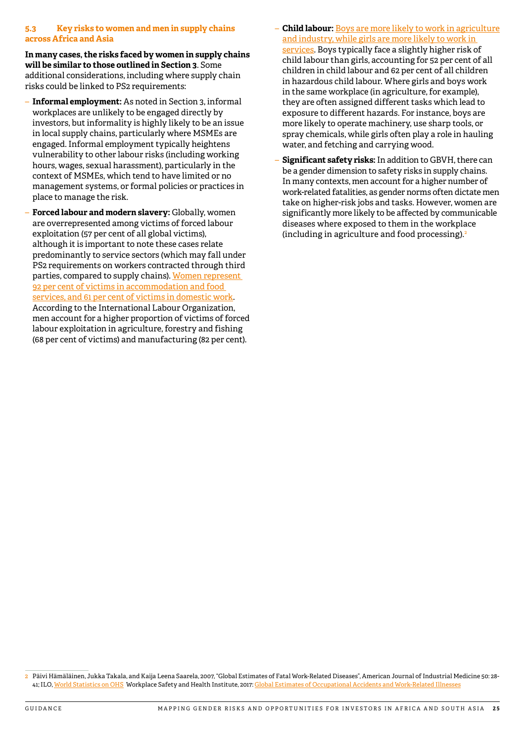### 5.3 Key risks to women and men in supply chains across Africa and Asia

**In many cases, the risks faced by women in supply chains will be similar to those outlined in Section 3**. Some additional considerations, including where supply chain risks could be linked to PS2 requirements:

- **Informal employment:** As noted in Section 3, informal workplaces are unlikely to be engaged directly by investors, but informality is highly likely to be an issue in local supply chains, particularly where MSMEs are engaged. Informal employment typically heightens vulnerability to other labour risks (including working hours, wages, sexual harassment), particularly in the context of MSMEs, which tend to have limited or no management systems, or formal policies or practices in place to manage the risk.
- **Forced labour and modern slavery:** Globally, women are overrepresented among victims of forced labour exploitation (57 per cent of all global victims), although it is important to note these cases relate predominantly to service sectors (which may fall under PS2 requirements on workers contracted through third parties, compared to supply chains). Women represent 92 per cent of victims in accommodation and food services, and 61 per cent of victims in domestic work. According to the International Labour Organization, men account for a higher proportion of victims of forced labour exploitation in agriculture, forestry and fishing (68 per cent of victims) and manufacturing (82 per cent).
- **Child labour:** Boys are more likely to work in agriculture and industry, while girls are more likely to work in services. Boys typically face a slightly higher risk of child labour than girls, accounting for 52 per cent of all children in child labour and 62 per cent of all children in hazardous child labour. Where girls and boys work in the same workplace (in agriculture, for example), they are often assigned different tasks which lead to exposure to different hazards. For instance, boys are more likely to operate machinery, use sharp tools, or spray chemicals, while girls often play a role in hauling water, and fetching and carrying wood.
- **Significant safety risks:** In addition to GBVH, there can be a gender dimension to safety risks in supply chains. In many contexts, men account for a higher number of work-related fatalities, as gender norms often dictate men take on higher-risk jobs and tasks. However, women are significantly more likely to be affected by communicable diseases where exposed to them in the workplace (including in agriculture and food processing).[2]

---

2 Päivi Hämäläinen, Jukka Takala, and Kaija Leena Saarela, 2007, "Global Estimates of Fatal Work-Related Diseases", American Journal of Industrial Medicine 50: 28-41; ILO, World Statistics on OHS Workplace Safety and Health Institute, 2017: Global Estimates of Occupational Accidents and Work-Related Illnesses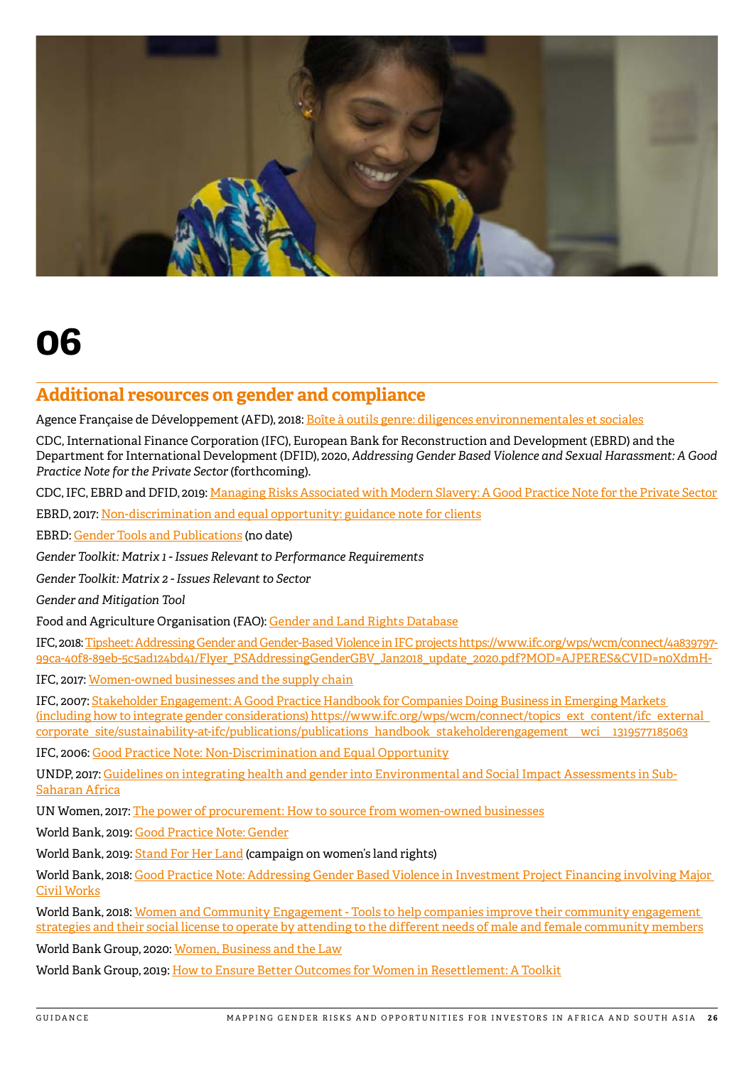# 06

## Additional resources on gender and compliance

Agence Française de Développement (AFD), 2018: Boîte à outils genre: diligences environnementales et sociales

CDC, International Finance Corporation (IFC), European Bank for Reconstruction and Development (EBRD) and the Department for International Development (DFID), 2020, *Addressing Gender Based Violence and Sexual Harassment: A Good Practice Note for the Private Sector* (forthcoming).

CDC, IFC, EBRD and DFID, 2019: Managing Risks Associated with Modern Slavery: A Good Practice Note for the Private Sector

EBRD, 2017: Non-discrimination and equal opportunity: guidance note for clients

EBRD: Gender Tools and Publications (no date)

*Gender Toolkit: Matrix 1 - Issues Relevant to Performance Requirements*

*Gender Toolkit: Matrix 2 - Issues Relevant to Sector*

*Gender and Mitigation Tool*

Food and Agriculture Organisation (FAO): Gender and Land Rights Database

IFC, 2018: Tipsheet: Addressing Gender and Gender-Based Violence in IFC projects https://www.ifc.org/wps/wcm/connect/4a839797-99ca-40f8-89eb-5c5ad124bd41/Flyer_PSAddressingGenderGBV_Jan2018_update_2020.pdf?MOD=AJPERES&CVID=n0XdmH-

IFC, 2017: Women-owned businesses and the supply chain

IFC, 2007: Stakeholder Engagement: A Good Practice Handbook for Companies Doing Business in Emerging Markets (including how to integrate gender considerations) https://www.ifc.org/wps/wcm/connect/topics_ext_content/ifc_external_corporate_site/sustainability-at-ifc/publications/publications_handbook_stakeholderengagement__wci__1319577185063

IFC, 2006: Good Practice Note: Non-Discrimination and Equal Opportunity

UNDP, 2017: Guidelines on integrating health and gender into Environmental and Social Impact Assessments in Sub-Saharan Africa

UN Women, 2017: The power of procurement: How to source from women-owned businesses

World Bank, 2019: Good Practice Note: Gender

World Bank, 2019: Stand For Her Land (campaign on women's land rights)

World Bank, 2018: Good Practice Note: Addressing Gender Based Violence in Investment Project Financing involving Major Civil Works

World Bank, 2018: Women and Community Engagement - Tools to help companies improve their community engagement strategies and their social license to operate by attending to the different needs of male and female community members

World Bank Group, 2020: Women, Business and the Law

World Bank Group, 2019: How to Ensure Better Outcomes for Women in Resettlement: A Toolkit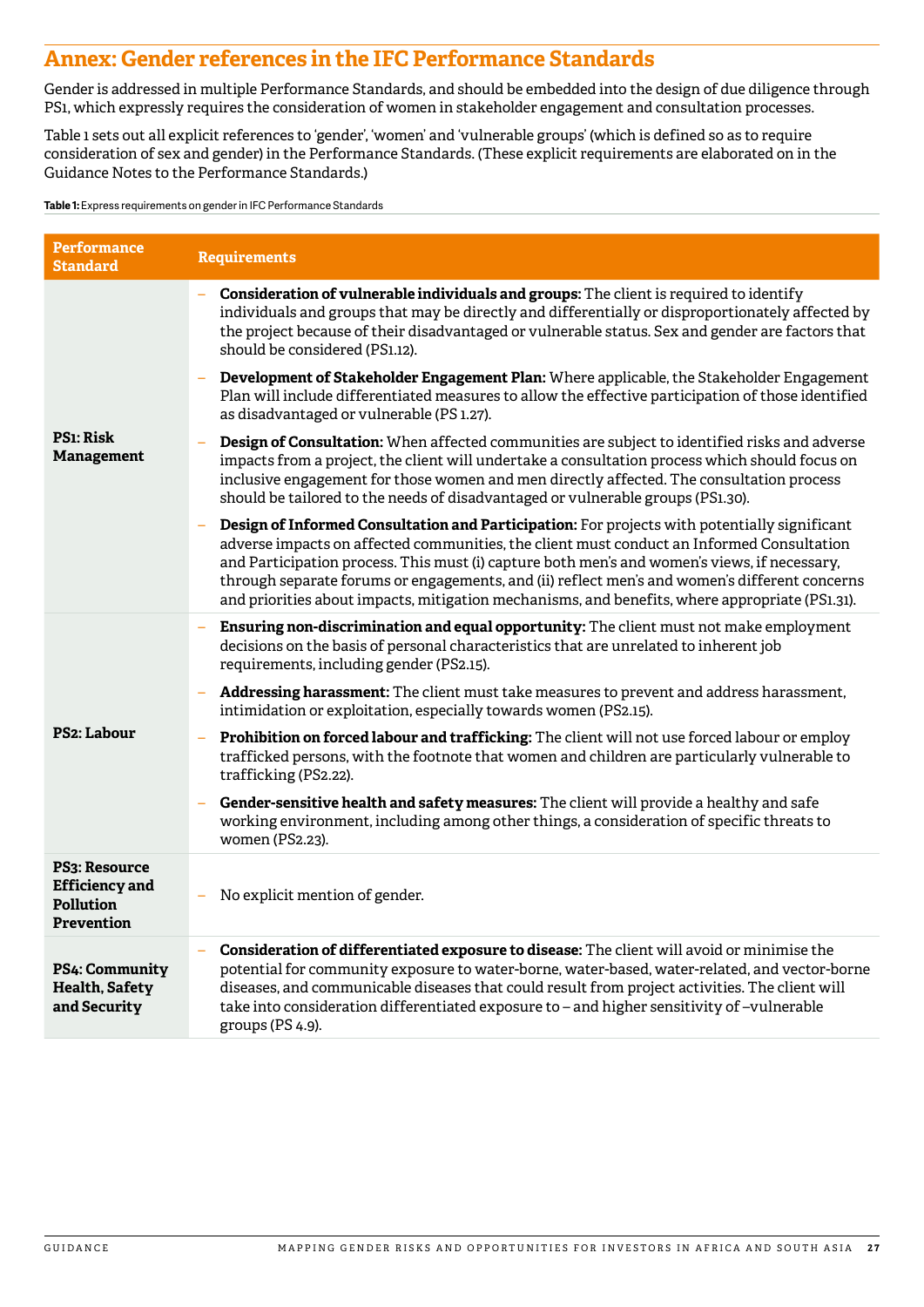## Annex: Gender references in the IFC Performance Standards

Gender is addressed in multiple Performance Standards, and should be embedded into the design of due diligence through PS1, which expressly requires the consideration of women in stakeholder engagement and consultation processes.

Table 1 sets out all explicit references to 'gender', 'women' and 'vulnerable groups' (which is defined so as to require consideration of sex and gender) in the Performance Standards. (These explicit requirements are elaborated on in the Guidance Notes to the Performance Standards.)

**Table 1:** Express requirements on gender in IFC Performance Standards

| Performance Standard | Requirements |
|---|---|
| **PS1: Risk Management** | – **Consideration of vulnerable individuals and groups:** The client is required to identify individuals and groups that may be directly and differentially or disproportionately affected by the project because of their disadvantaged or vulnerable status. Sex and gender are factors that should be considered (PS1.12).<br>– **Development of Stakeholder Engagement Plan:** Where applicable, the Stakeholder Engagement Plan will include differentiated measures to allow the effective participation of those identified as disadvantaged or vulnerable (PS 1.27).<br>– **Design of Consultation:** When affected communities are subject to identified risks and adverse impacts from a project, the client will undertake a consultation process which should focus on inclusive engagement for those women and men directly affected. The consultation process should be tailored to the needs of disadvantaged or vulnerable groups (PS1.30).<br>– **Design of Informed Consultation and Participation:** For projects with potentially significant adverse impacts on affected communities, the client must conduct an Informed Consultation and Participation process. This must (i) capture both men's and women's views, if necessary, through separate forums or engagements, and (ii) reflect men's and women's different concerns and priorities about impacts, mitigation mechanisms, and benefits, where appropriate (PS1.31). |
| **PS2: Labour** | – **Ensuring non-discrimination and equal opportunity:** The client must not make employment decisions on the basis of personal characteristics that are unrelated to inherent job requirements, including gender (PS2.15).<br>– **Addressing harassment:** The client must take measures to prevent and address harassment, intimidation or exploitation, especially towards women (PS2.15).<br>– **Prohibition on forced labour and trafficking:** The client will not use forced labour or employ trafficked persons, with the footnote that women and children are particularly vulnerable to trafficking (PS2.22).<br>– **Gender-sensitive health and safety measures:** The client will provide a healthy and safe working environment, including among other things, a consideration of specific threats to women (PS2.23). |
| **PS3: Resource Efficiency and Pollution Prevention** | – No explicit mention of gender. |
| **PS4: Community Health, Safety and Security** | – **Consideration of differentiated exposure to disease:** The client will avoid or minimise the potential for community exposure to water-borne, water-based, water-related, and vector-borne diseases, and communicable diseases that could result from project activities. The client will take into consideration differentiated exposure to – and higher sensitivity of –vulnerable groups (PS 4.9). |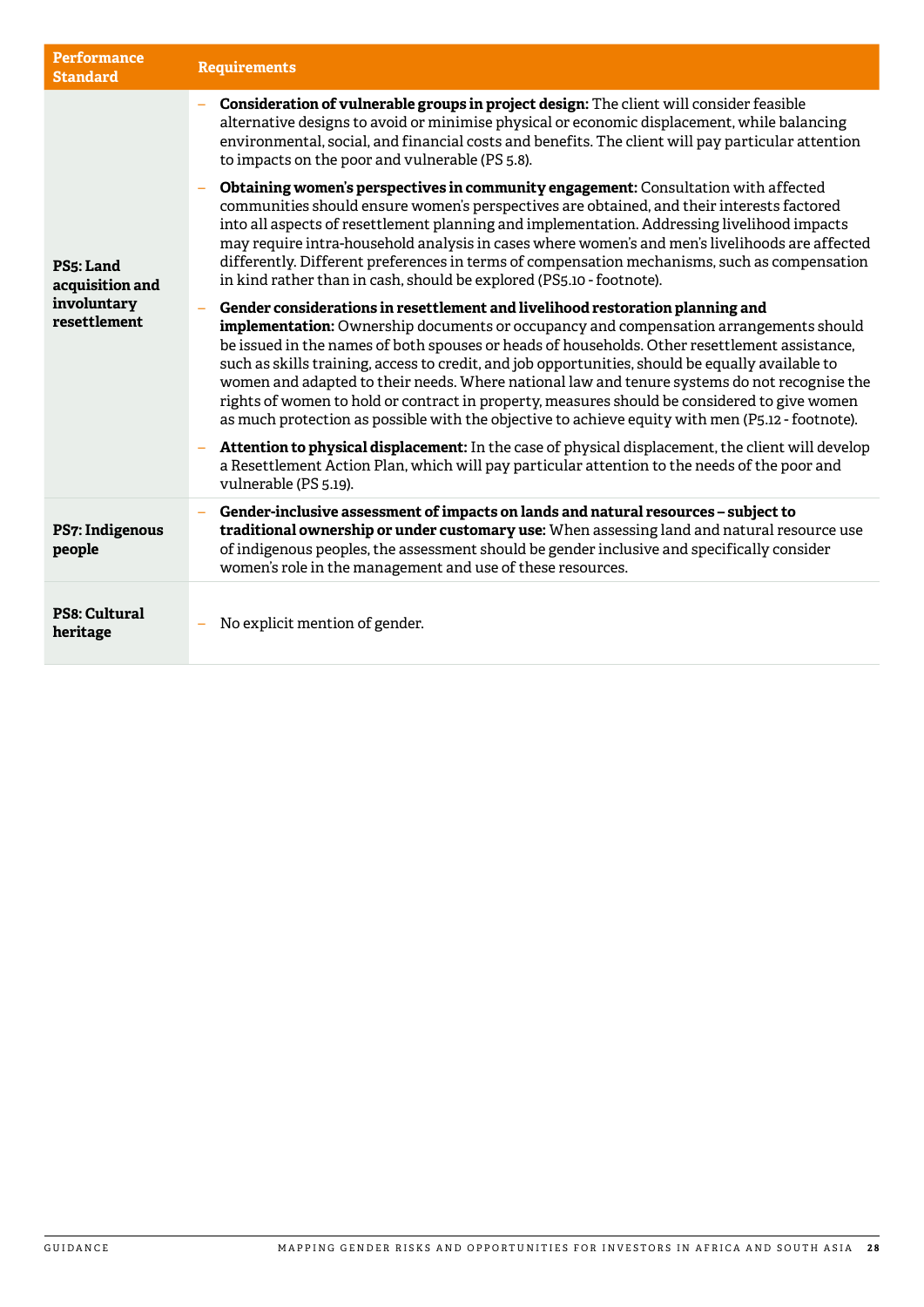| Performance Standard | Requirements |
|---|---|
| **PS5: Land acquisition and involuntary resettlement** | – **Consideration of vulnerable groups in project design:** The client will consider feasible alternative designs to avoid or minimise physical or economic displacement, while balancing environmental, social, and financial costs and benefits. The client will pay particular attention to impacts on the poor and vulnerable (PS 5.8).<br><br>– **Obtaining women's perspectives in community engagement:** Consultation with affected communities should ensure women's perspectives are obtained, and their interests factored into all aspects of resettlement planning and implementation. Addressing livelihood impacts may require intra-household analysis in cases where women's and men's livelihoods are affected differently. Different preferences in terms of compensation mechanisms, such as compensation in kind rather than in cash, should be explored (PS5.10 - footnote).<br><br>– **Gender considerations in resettlement and livelihood restoration planning and implementation:** Ownership documents or occupancy and compensation arrangements should be issued in the names of both spouses or heads of households. Other resettlement assistance, such as skills training, access to credit, and job opportunities, should be equally available to women and adapted to their needs. Where national law and tenure systems do not recognise the rights of women to hold or contract in property, measures should be considered to give women as much protection as possible with the objective to achieve equity with men (P5.12 - footnote).<br><br>– **Attention to physical displacement:** In the case of physical displacement, the client will develop a Resettlement Action Plan, which will pay particular attention to the needs of the poor and vulnerable (PS 5.19). |
| **PS7: Indigenous people** | – **Gender-inclusive assessment of impacts on lands and natural resources – subject to traditional ownership or under customary use:** When assessing land and natural resource use of indigenous peoples, the assessment should be gender inclusive and specifically consider women's role in the management and use of these resources. |
| **PS8: Cultural heritage** | – No explicit mention of gender. |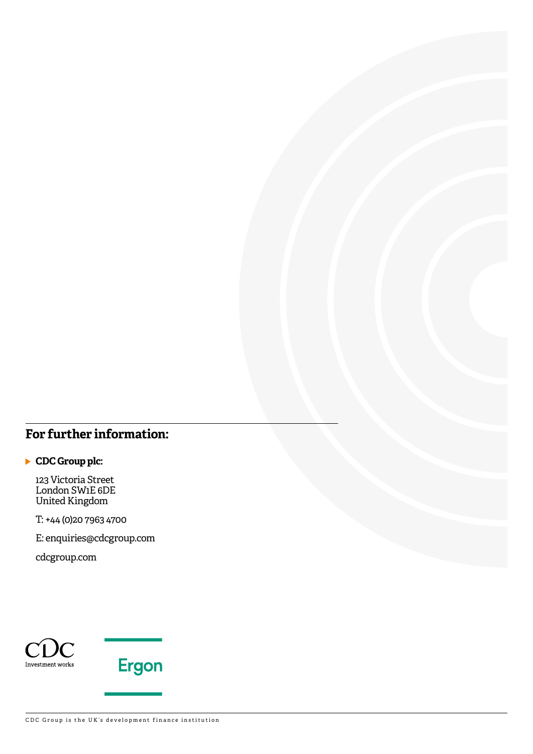## For further information:

- **CDC Group plc:**

  123 Victoria Street
  London SW1E 6DE
  United Kingdom

  T: +44 (0)20 7963 4700

  E: enquiries@cdcgroup.com

  cdcgroup.com

CDC
Investment works

Ergon

CDC Group is the UK's development finance institution